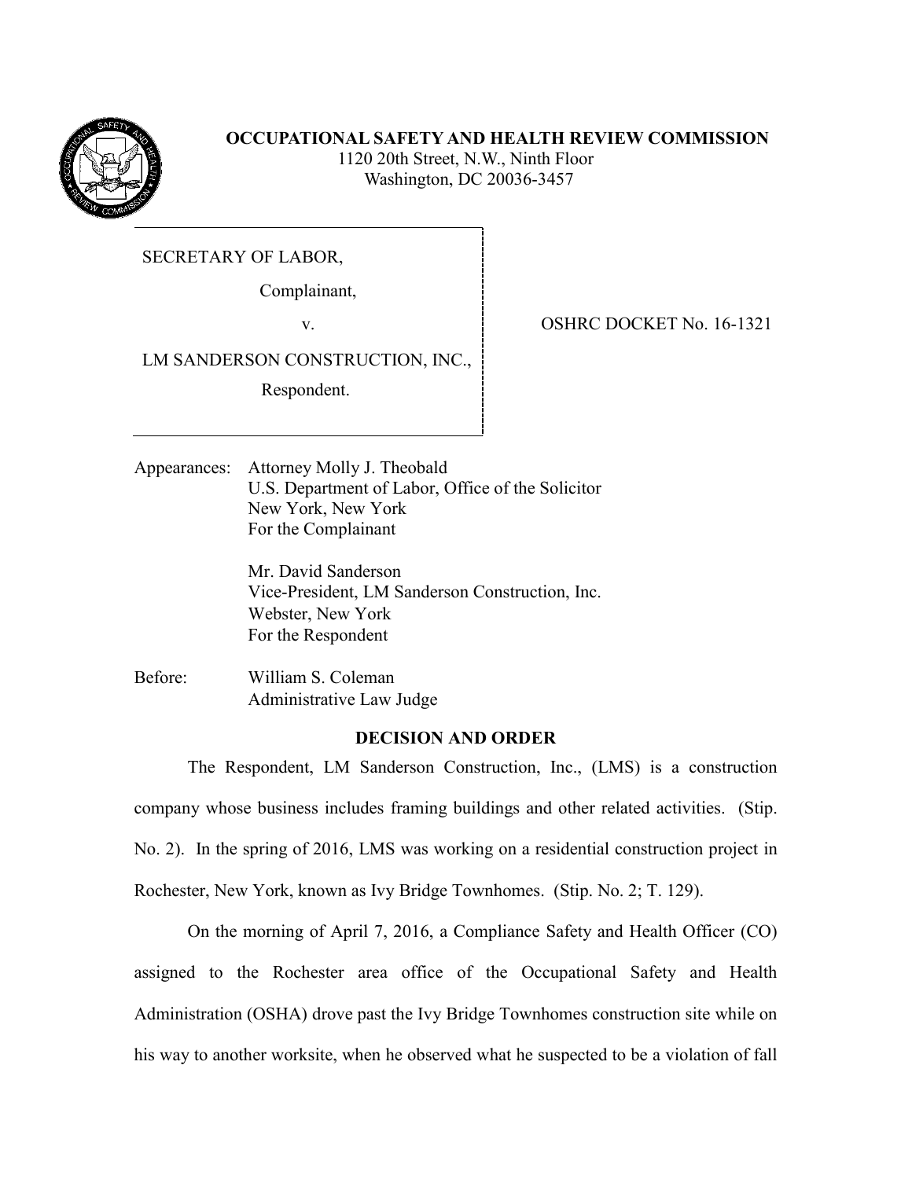**OCCUPATIONAL SAFETY AND HEALTH REVIEW COMMISSION**
1120 20th Street, N.W., Ninth Floor
Washington, DC 20036-3457

SECRETARY OF LABOR,

Complainant,

v.

LM SANDERSON CONSTRUCTION, INC.,

Respondent.

OSHRC DOCKET No. 16-1321

Appearances: Attorney Molly J. Theobald
U.S. Department of Labor, Office of the Solicitor
New York, New York
For the Complainant

Mr. David Sanderson
Vice-President, LM Sanderson Construction, Inc.
Webster, New York
For the Respondent

Before: William S. Coleman
Administrative Law Judge

## DECISION AND ORDER

The Respondent, LM Sanderson Construction, Inc., (LMS) is a construction company whose business includes framing buildings and other related activities. (Stip. No. 2). In the spring of 2016, LMS was working on a residential construction project in Rochester, New York, known as Ivy Bridge Townhomes. (Stip. No. 2; T. 129).

On the morning of April 7, 2016, a Compliance Safety and Health Officer (CO) assigned to the Rochester area office of the Occupational Safety and Health Administration (OSHA) drove past the Ivy Bridge Townhomes construction site while on his way to another worksite, when he observed what he suspected to be a violation of fall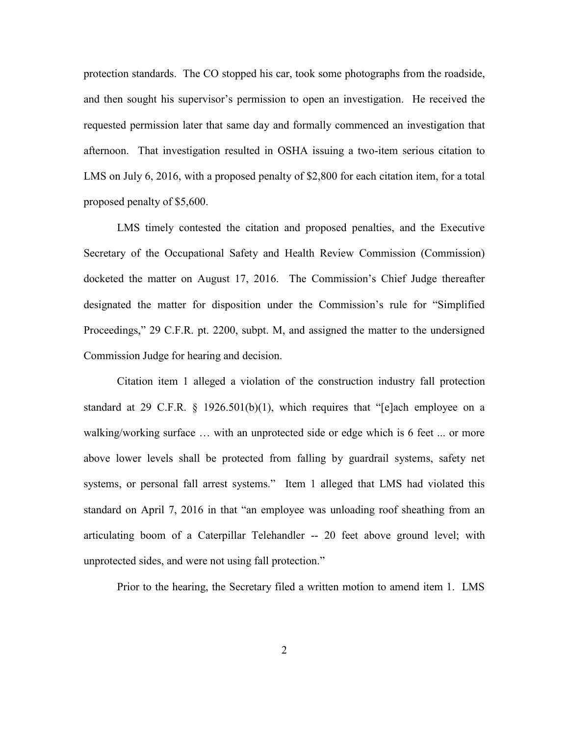protection standards. The CO stopped his car, took some photographs from the roadside, and then sought his supervisor's permission to open an investigation. He received the requested permission later that same day and formally commenced an investigation that afternoon. That investigation resulted in OSHA issuing a two-item serious citation to LMS on July 6, 2016, with a proposed penalty of $2,800 for each citation item, for a total proposed penalty of $5,600.

LMS timely contested the citation and proposed penalties, and the Executive Secretary of the Occupational Safety and Health Review Commission (Commission) docketed the matter on August 17, 2016. The Commission's Chief Judge thereafter designated the matter for disposition under the Commission's rule for "Simplified Proceedings," 29 C.F.R. pt. 2200, subpt. M, and assigned the matter to the undersigned Commission Judge for hearing and decision.

Citation item 1 alleged a violation of the construction industry fall protection standard at 29 C.F.R. § 1926.501(b)(1), which requires that "[e]ach employee on a walking/working surface … with an unprotected side or edge which is 6 feet ... or more above lower levels shall be protected from falling by guardrail systems, safety net systems, or personal fall arrest systems." Item 1 alleged that LMS had violated this standard on April 7, 2016 in that "an employee was unloading roof sheathing from an articulating boom of a Caterpillar Telehandler -- 20 feet above ground level; with unprotected sides, and were not using fall protection."

Prior to the hearing, the Secretary filed a written motion to amend item 1. LMS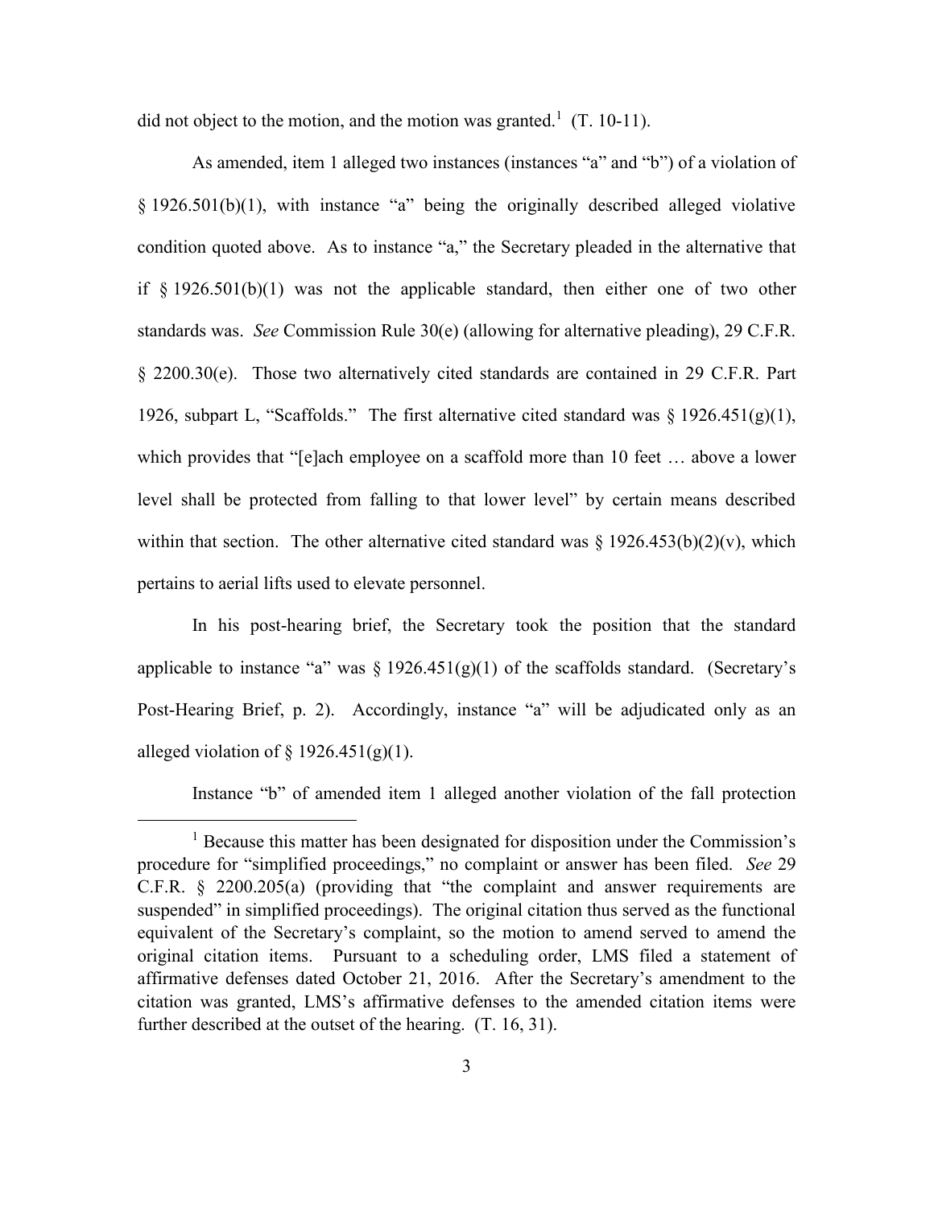did not object to the motion, and the motion was granted.[1] (T. 10-11).

As amended, item 1 alleged two instances (instances "a" and "b") of a violation of § 1926.501(b)(1), with instance "a" being the originally described alleged violative condition quoted above. As to instance "a," the Secretary pleaded in the alternative that if § 1926.501(b)(1) was not the applicable standard, then either one of two other standards was. *See* Commission Rule 30(e) (allowing for alternative pleading), 29 C.F.R. § 2200.30(e). Those two alternatively cited standards are contained in 29 C.F.R. Part 1926, subpart L, "Scaffolds." The first alternative cited standard was § 1926.451(g)(1), which provides that "[e]ach employee on a scaffold more than 10 feet … above a lower level shall be protected from falling to that lower level" by certain means described within that section. The other alternative cited standard was § 1926.453(b)(2)(v), which pertains to aerial lifts used to elevate personnel.

In his post-hearing brief, the Secretary took the position that the standard applicable to instance "a" was § 1926.451(g)(1) of the scaffolds standard. (Secretary's Post-Hearing Brief, p. 2). Accordingly, instance "a" will be adjudicated only as an alleged violation of § 1926.451(g)(1).

Instance "b" of amended item 1 alleged another violation of the fall protection

---

[1] Because this matter has been designated for disposition under the Commission's procedure for "simplified proceedings," no complaint or answer has been filed. *See* 29 C.F.R. § 2200.205(a) (providing that "the complaint and answer requirements are suspended" in simplified proceedings). The original citation thus served as the functional equivalent of the Secretary's complaint, so the motion to amend served to amend the original citation items. Pursuant to a scheduling order, LMS filed a statement of affirmative defenses dated October 21, 2016. After the Secretary's amendment to the citation was granted, LMS's affirmative defenses to the amended citation items were further described at the outset of the hearing. (T. 16, 31).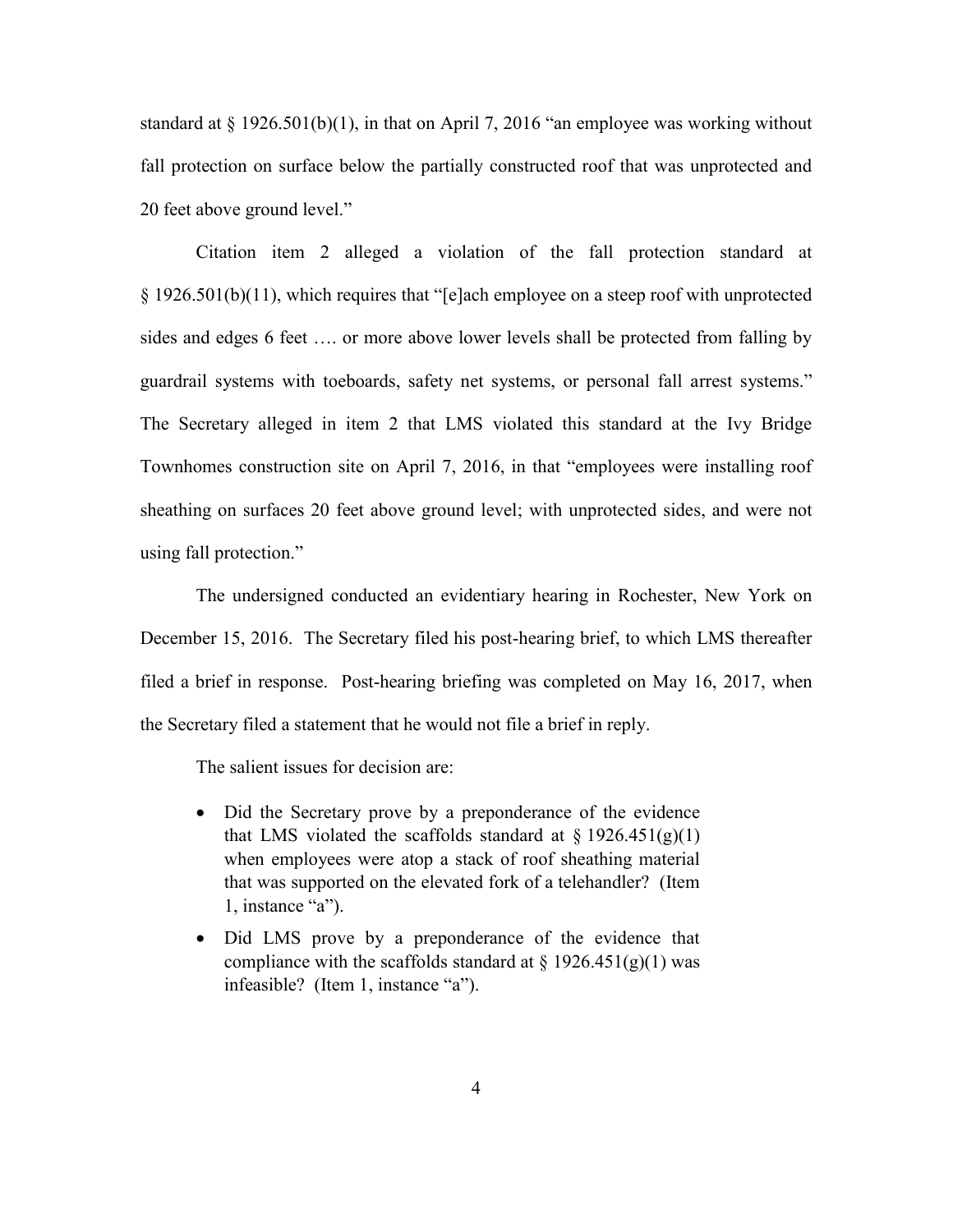standard at § 1926.501(b)(1), in that on April 7, 2016 "an employee was working without fall protection on surface below the partially constructed roof that was unprotected and 20 feet above ground level."

Citation item 2 alleged a violation of the fall protection standard at § 1926.501(b)(11), which requires that "[e]ach employee on a steep roof with unprotected sides and edges 6 feet …. or more above lower levels shall be protected from falling by guardrail systems with toeboards, safety net systems, or personal fall arrest systems." The Secretary alleged in item 2 that LMS violated this standard at the Ivy Bridge Townhomes construction site on April 7, 2016, in that "employees were installing roof sheathing on surfaces 20 feet above ground level; with unprotected sides, and were not using fall protection."

The undersigned conducted an evidentiary hearing in Rochester, New York on December 15, 2016. The Secretary filed his post-hearing brief, to which LMS thereafter filed a brief in response. Post-hearing briefing was completed on May 16, 2017, when the Secretary filed a statement that he would not file a brief in reply.

The salient issues for decision are:

- Did the Secretary prove by a preponderance of the evidence that LMS violated the scaffolds standard at § 1926.451(g)(1) when employees were atop a stack of roof sheathing material that was supported on the elevated fork of a telehandler? (Item 1, instance "a").
- Did LMS prove by a preponderance of the evidence that compliance with the scaffolds standard at § 1926.451(g)(1) was infeasible? (Item 1, instance "a").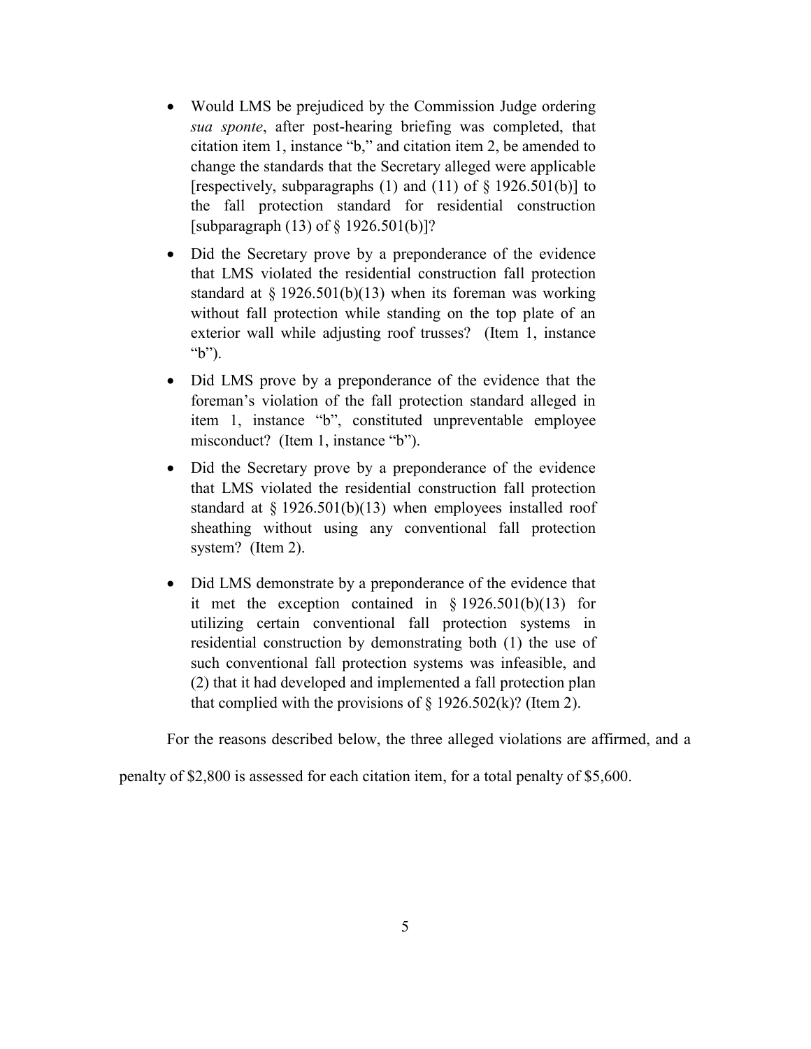- Would LMS be prejudiced by the Commission Judge ordering *sua sponte*, after post-hearing briefing was completed, that citation item 1, instance "b," and citation item 2, be amended to change the standards that the Secretary alleged were applicable [respectively, subparagraphs (1) and (11) of § 1926.501(b)] to the fall protection standard for residential construction [subparagraph (13) of § 1926.501(b)]?

- Did the Secretary prove by a preponderance of the evidence that LMS violated the residential construction fall protection standard at § 1926.501(b)(13) when its foreman was working without fall protection while standing on the top plate of an exterior wall while adjusting roof trusses? (Item 1, instance "b").

- Did LMS prove by a preponderance of the evidence that the foreman's violation of the fall protection standard alleged in item 1, instance "b", constituted unpreventable employee misconduct? (Item 1, instance "b").

- Did the Secretary prove by a preponderance of the evidence that LMS violated the residential construction fall protection standard at § 1926.501(b)(13) when employees installed roof sheathing without using any conventional fall protection system? (Item 2).

- Did LMS demonstrate by a preponderance of the evidence that it met the exception contained in § 1926.501(b)(13) for utilizing certain conventional fall protection systems in residential construction by demonstrating both (1) the use of such conventional fall protection systems was infeasible, and (2) that it had developed and implemented a fall protection plan that complied with the provisions of § 1926.502(k)? (Item 2).

For the reasons described below, the three alleged violations are affirmed, and a penalty of $2,800 is assessed for each citation item, for a total penalty of $5,600.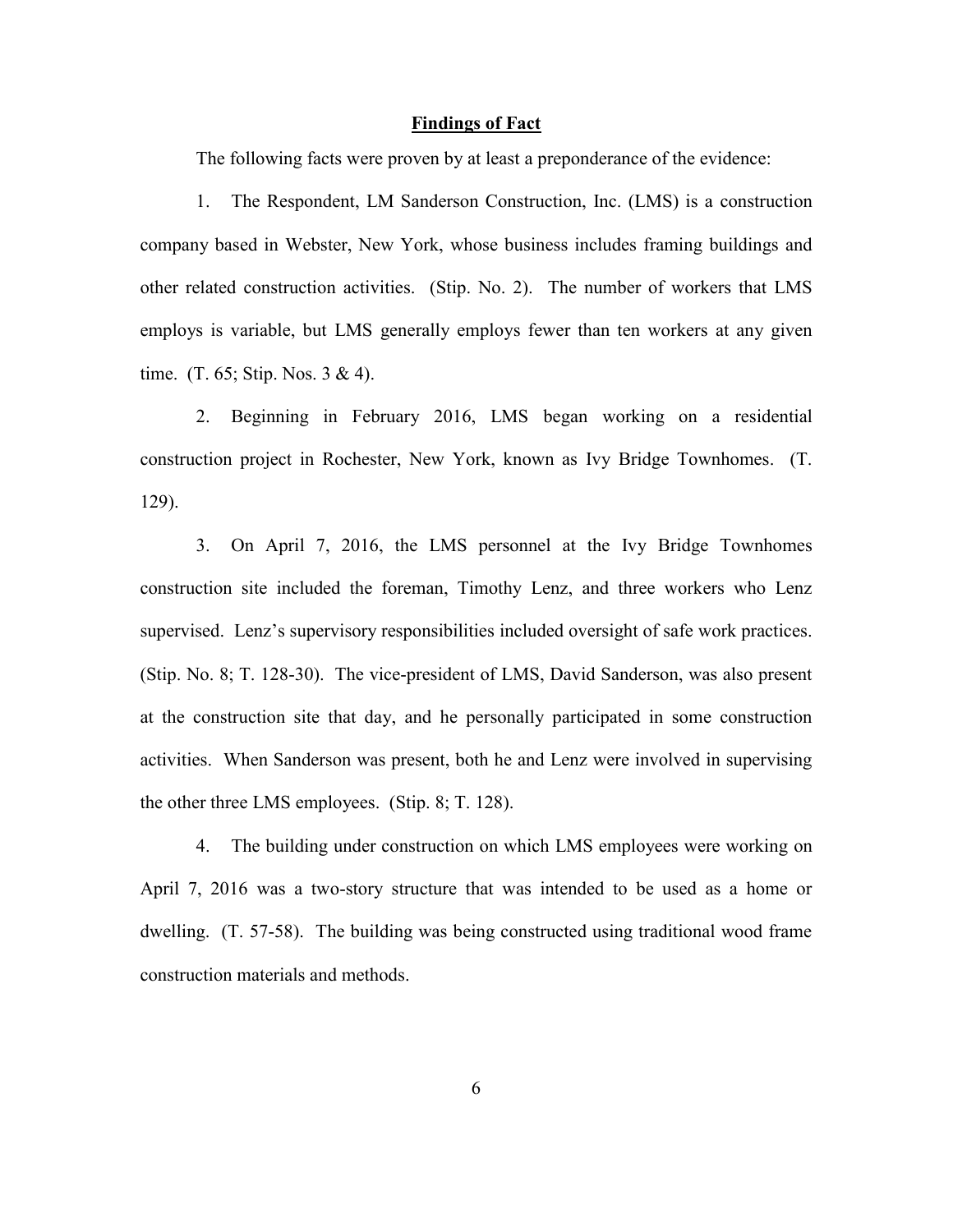## **Findings of Fact**

The following facts were proven by at least a preponderance of the evidence:

1. The Respondent, LM Sanderson Construction, Inc. (LMS) is a construction company based in Webster, New York, whose business includes framing buildings and other related construction activities. (Stip. No. 2). The number of workers that LMS employs is variable, but LMS generally employs fewer than ten workers at any given time. (T. 65; Stip. Nos. 3 & 4).

2. Beginning in February 2016, LMS began working on a residential construction project in Rochester, New York, known as Ivy Bridge Townhomes. (T. 129).

3. On April 7, 2016, the LMS personnel at the Ivy Bridge Townhomes construction site included the foreman, Timothy Lenz, and three workers who Lenz supervised. Lenz's supervisory responsibilities included oversight of safe work practices. (Stip. No. 8; T. 128-30). The vice-president of LMS, David Sanderson, was also present at the construction site that day, and he personally participated in some construction activities. When Sanderson was present, both he and Lenz were involved in supervising the other three LMS employees. (Stip. 8; T. 128).

4. The building under construction on which LMS employees were working on April 7, 2016 was a two-story structure that was intended to be used as a home or dwelling. (T. 57-58). The building was being constructed using traditional wood frame construction materials and methods.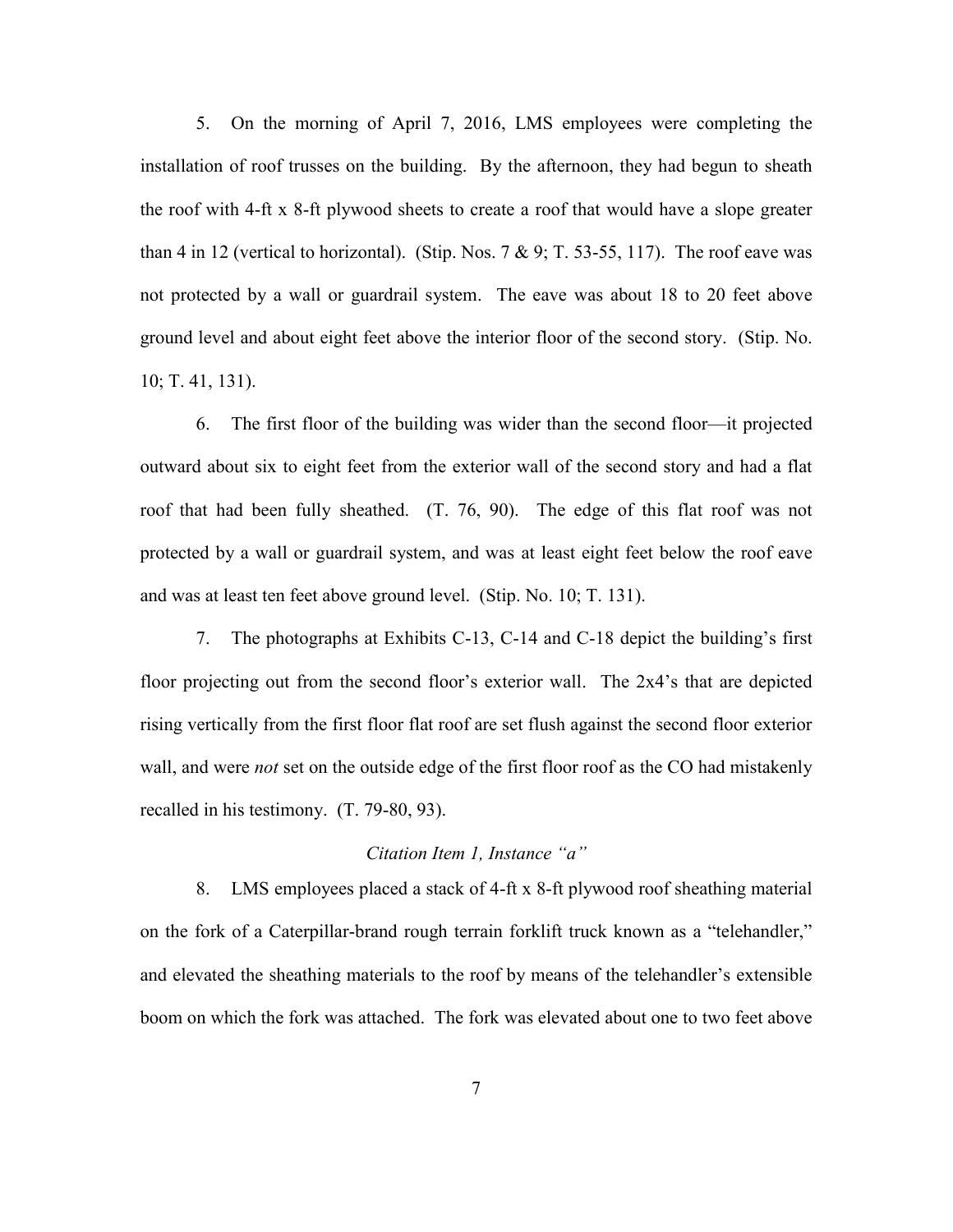5. On the morning of April 7, 2016, LMS employees were completing the installation of roof trusses on the building. By the afternoon, they had begun to sheath the roof with 4-ft x 8-ft plywood sheets to create a roof that would have a slope greater than 4 in 12 (vertical to horizontal). (Stip. Nos. 7 & 9; T. 53-55, 117). The roof eave was not protected by a wall or guardrail system. The eave was about 18 to 20 feet above ground level and about eight feet above the interior floor of the second story. (Stip. No. 10; T. 41, 131).

6. The first floor of the building was wider than the second floor—it projected outward about six to eight feet from the exterior wall of the second story and had a flat roof that had been fully sheathed. (T. 76, 90). The edge of this flat roof was not protected by a wall or guardrail system, and was at least eight feet below the roof eave and was at least ten feet above ground level. (Stip. No. 10; T. 131).

7. The photographs at Exhibits C-13, C-14 and C-18 depict the building's first floor projecting out from the second floor's exterior wall. The 2x4's that are depicted rising vertically from the first floor flat roof are set flush against the second floor exterior wall, and were *not* set on the outside edge of the first floor roof as the CO had mistakenly recalled in his testimony. (T. 79-80, 93).

*Citation Item 1, Instance "a"*

8. LMS employees placed a stack of 4-ft x 8-ft plywood roof sheathing material on the fork of a Caterpillar-brand rough terrain forklift truck known as a "telehandler," and elevated the sheathing materials to the roof by means of the telehandler's extensible boom on which the fork was attached. The fork was elevated about one to two feet above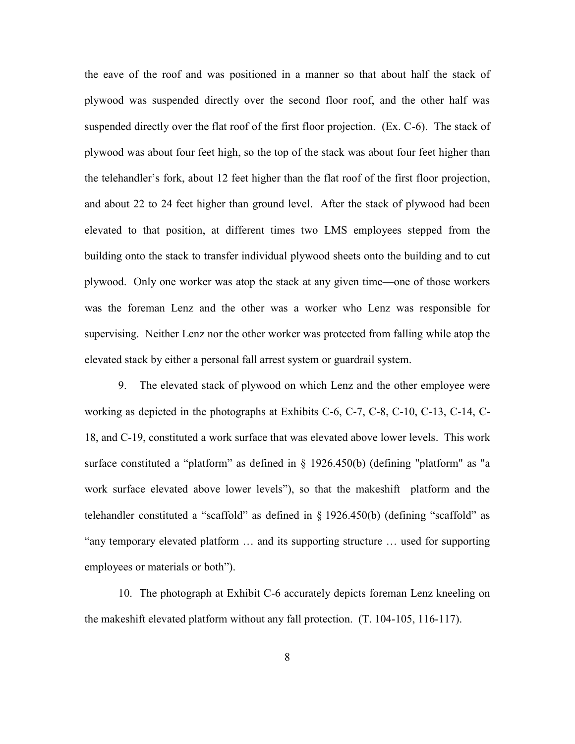the eave of the roof and was positioned in a manner so that about half the stack of plywood was suspended directly over the second floor roof, and the other half was suspended directly over the flat roof of the first floor projection. (Ex. C-6). The stack of plywood was about four feet high, so the top of the stack was about four feet higher than the telehandler's fork, about 12 feet higher than the flat roof of the first floor projection, and about 22 to 24 feet higher than ground level. After the stack of plywood had been elevated to that position, at different times two LMS employees stepped from the building onto the stack to transfer individual plywood sheets onto the building and to cut plywood. Only one worker was atop the stack at any given time—one of those workers was the foreman Lenz and the other was a worker who Lenz was responsible for supervising. Neither Lenz nor the other worker was protected from falling while atop the elevated stack by either a personal fall arrest system or guardrail system.

9. The elevated stack of plywood on which Lenz and the other employee were working as depicted in the photographs at Exhibits C-6, C-7, C-8, C-10, C-13, C-14, C-18, and C-19, constituted a work surface that was elevated above lower levels. This work surface constituted a "platform" as defined in § 1926.450(b) (defining "platform" as "a work surface elevated above lower levels"), so that the makeshift platform and the telehandler constituted a "scaffold" as defined in § 1926.450(b) (defining "scaffold" as "any temporary elevated platform … and its supporting structure … used for supporting employees or materials or both").

10. The photograph at Exhibit C-6 accurately depicts foreman Lenz kneeling on the makeshift elevated platform without any fall protection. (T. 104-105, 116-117).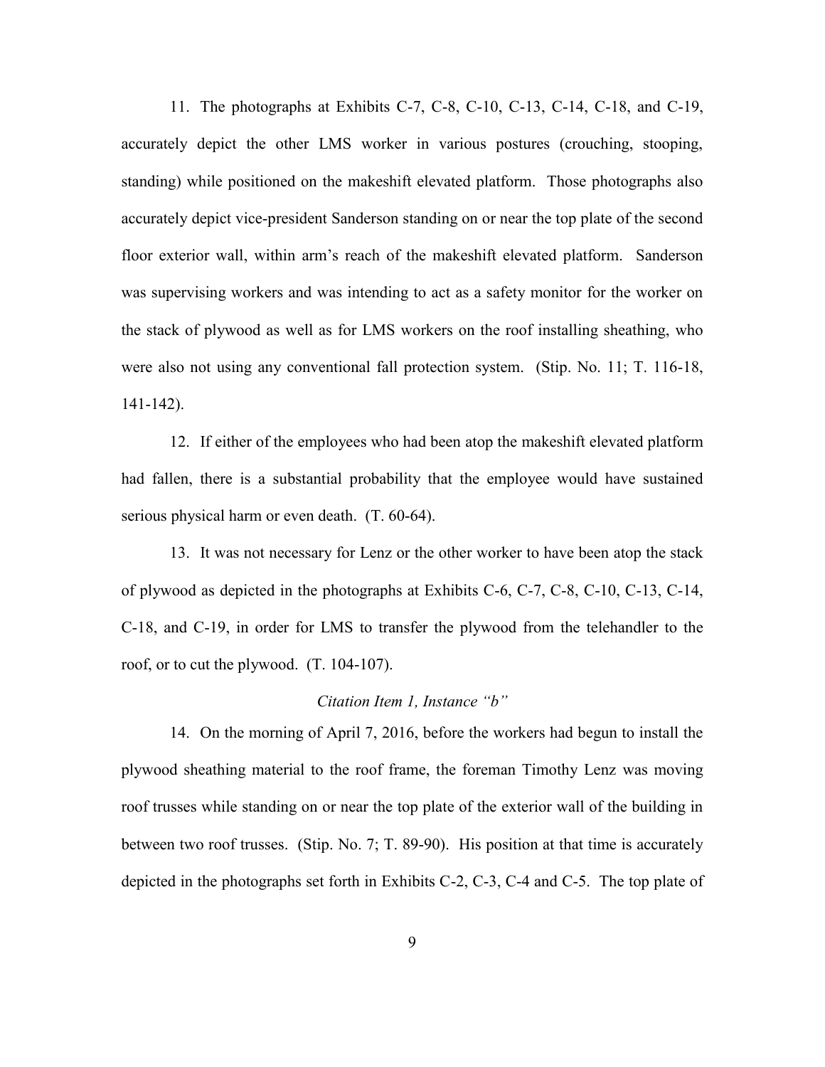11. The photographs at Exhibits C-7, C-8, C-10, C-13, C-14, C-18, and C-19, accurately depict the other LMS worker in various postures (crouching, stooping, standing) while positioned on the makeshift elevated platform. Those photographs also accurately depict vice-president Sanderson standing on or near the top plate of the second floor exterior wall, within arm's reach of the makeshift elevated platform. Sanderson was supervising workers and was intending to act as a safety monitor for the worker on the stack of plywood as well as for LMS workers on the roof installing sheathing, who were also not using any conventional fall protection system. (Stip. No. 11; T. 116-18, 141-142).

12. If either of the employees who had been atop the makeshift elevated platform had fallen, there is a substantial probability that the employee would have sustained serious physical harm or even death. (T. 60-64).

13. It was not necessary for Lenz or the other worker to have been atop the stack of plywood as depicted in the photographs at Exhibits C-6, C-7, C-8, C-10, C-13, C-14, C-18, and C-19, in order for LMS to transfer the plywood from the telehandler to the roof, or to cut the plywood. (T. 104-107).

*Citation Item 1, Instance "b"*

14. On the morning of April 7, 2016, before the workers had begun to install the plywood sheathing material to the roof frame, the foreman Timothy Lenz was moving roof trusses while standing on or near the top plate of the exterior wall of the building in between two roof trusses. (Stip. No. 7; T. 89-90). His position at that time is accurately depicted in the photographs set forth in Exhibits C-2, C-3, C-4 and C-5. The top plate of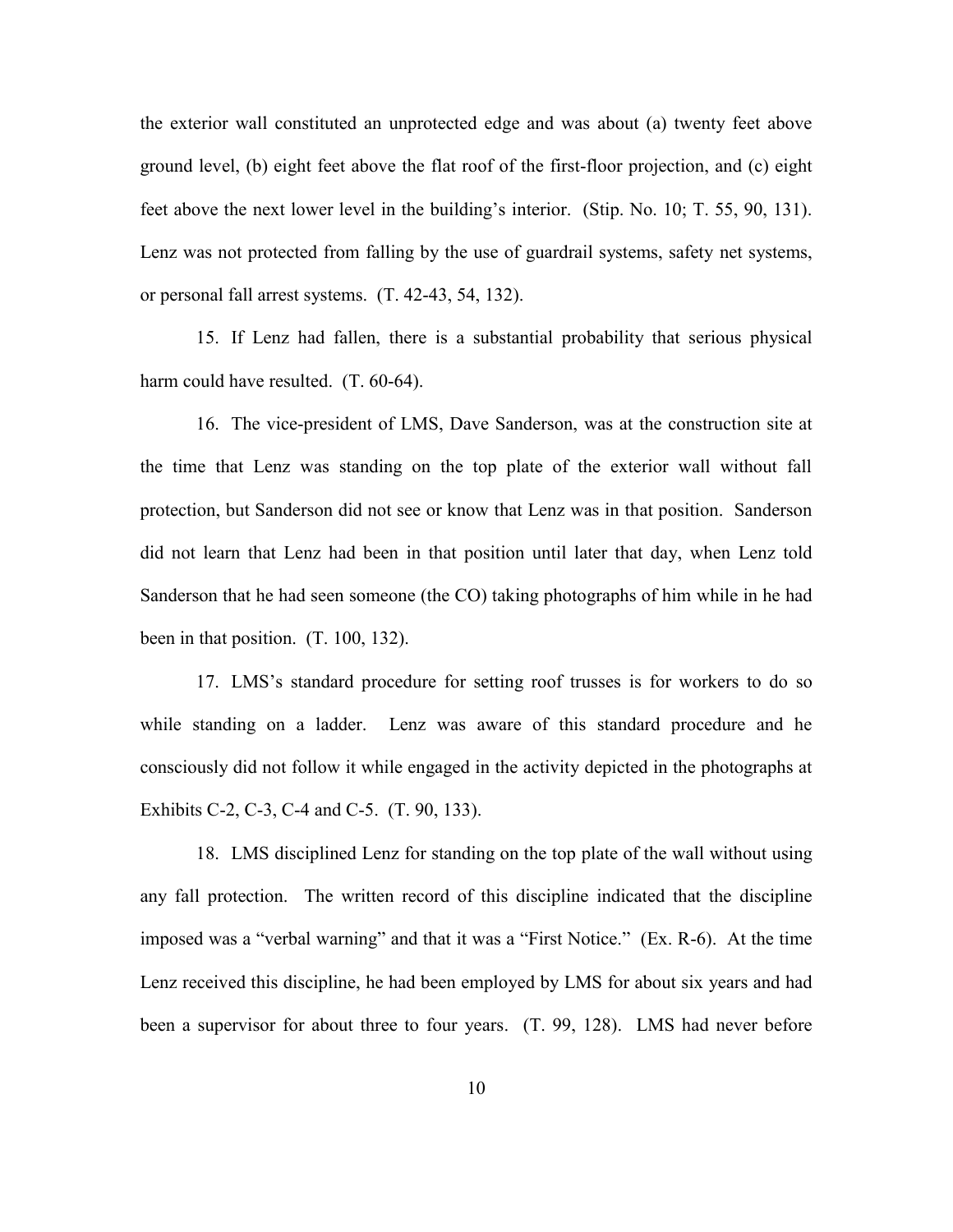the exterior wall constituted an unprotected edge and was about (a) twenty feet above ground level, (b) eight feet above the flat roof of the first-floor projection, and (c) eight feet above the next lower level in the building's interior. (Stip. No. 10; T. 55, 90, 131). Lenz was not protected from falling by the use of guardrail systems, safety net systems, or personal fall arrest systems. (T. 42-43, 54, 132).

15. If Lenz had fallen, there is a substantial probability that serious physical harm could have resulted. (T. 60-64).

16. The vice-president of LMS, Dave Sanderson, was at the construction site at the time that Lenz was standing on the top plate of the exterior wall without fall protection, but Sanderson did not see or know that Lenz was in that position. Sanderson did not learn that Lenz had been in that position until later that day, when Lenz told Sanderson that he had seen someone (the CO) taking photographs of him while in he had been in that position. (T. 100, 132).

17. LMS's standard procedure for setting roof trusses is for workers to do so while standing on a ladder. Lenz was aware of this standard procedure and he consciously did not follow it while engaged in the activity depicted in the photographs at Exhibits C-2, C-3, C-4 and C-5. (T. 90, 133).

18. LMS disciplined Lenz for standing on the top plate of the wall without using any fall protection. The written record of this discipline indicated that the discipline imposed was a "verbal warning" and that it was a "First Notice." (Ex. R-6). At the time Lenz received this discipline, he had been employed by LMS for about six years and had been a supervisor for about three to four years. (T. 99, 128). LMS had never before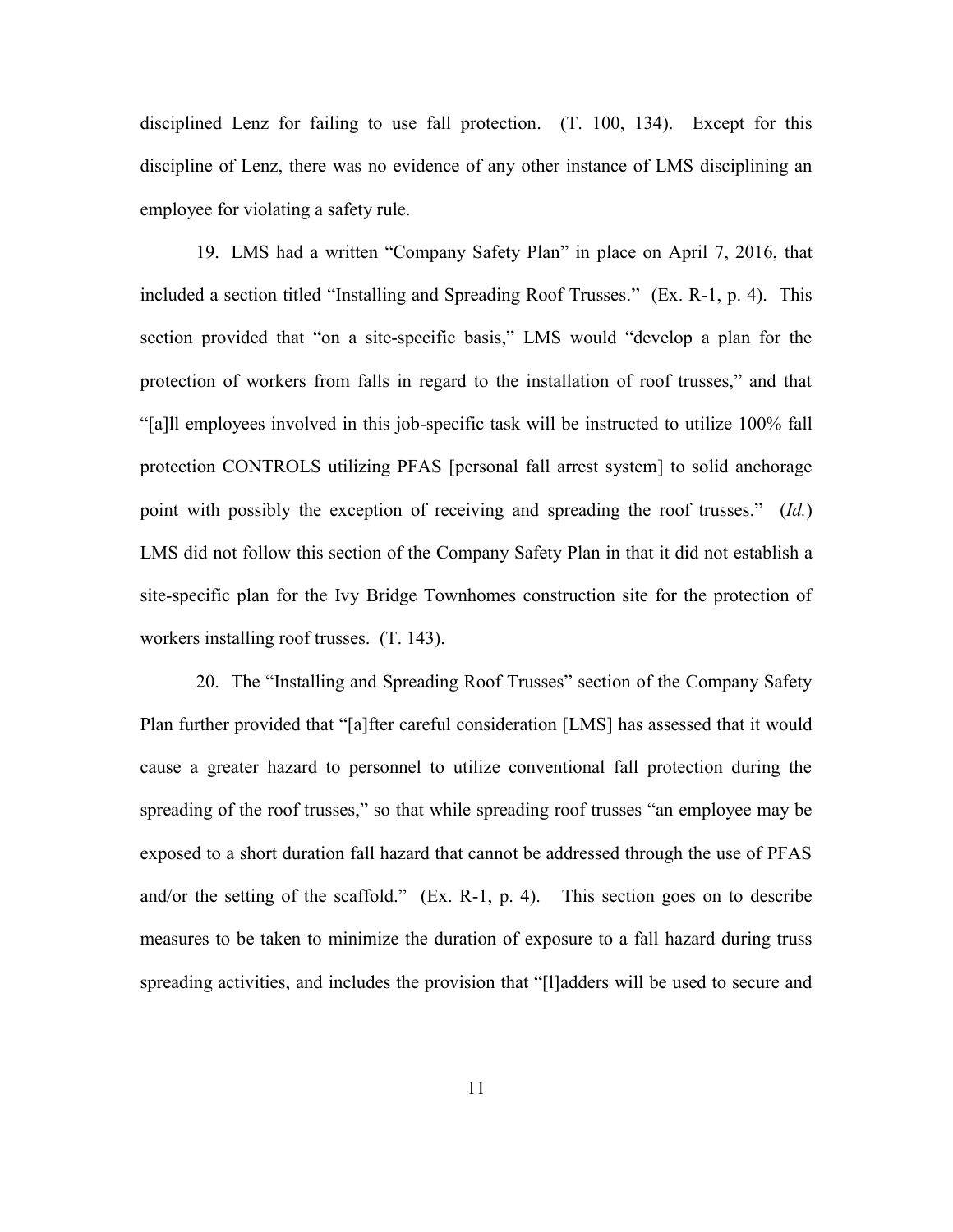disciplined Lenz for failing to use fall protection. (T. 100, 134). Except for this discipline of Lenz, there was no evidence of any other instance of LMS disciplining an employee for violating a safety rule.

19. LMS had a written "Company Safety Plan" in place on April 7, 2016, that included a section titled "Installing and Spreading Roof Trusses." (Ex. R-1, p. 4). This section provided that "on a site-specific basis," LMS would "develop a plan for the protection of workers from falls in regard to the installation of roof trusses," and that "[a]ll employees involved in this job-specific task will be instructed to utilize 100% fall protection CONTROLS utilizing PFAS [personal fall arrest system] to solid anchorage point with possibly the exception of receiving and spreading the roof trusses." (*Id.*) LMS did not follow this section of the Company Safety Plan in that it did not establish a site-specific plan for the Ivy Bridge Townhomes construction site for the protection of workers installing roof trusses. (T. 143).

20. The "Installing and Spreading Roof Trusses" section of the Company Safety Plan further provided that "[a]fter careful consideration [LMS] has assessed that it would cause a greater hazard to personnel to utilize conventional fall protection during the spreading of the roof trusses," so that while spreading roof trusses "an employee may be exposed to a short duration fall hazard that cannot be addressed through the use of PFAS and/or the setting of the scaffold." (Ex. R-1, p. 4). This section goes on to describe measures to be taken to minimize the duration of exposure to a fall hazard during truss spreading activities, and includes the provision that "[l]adders will be used to secure and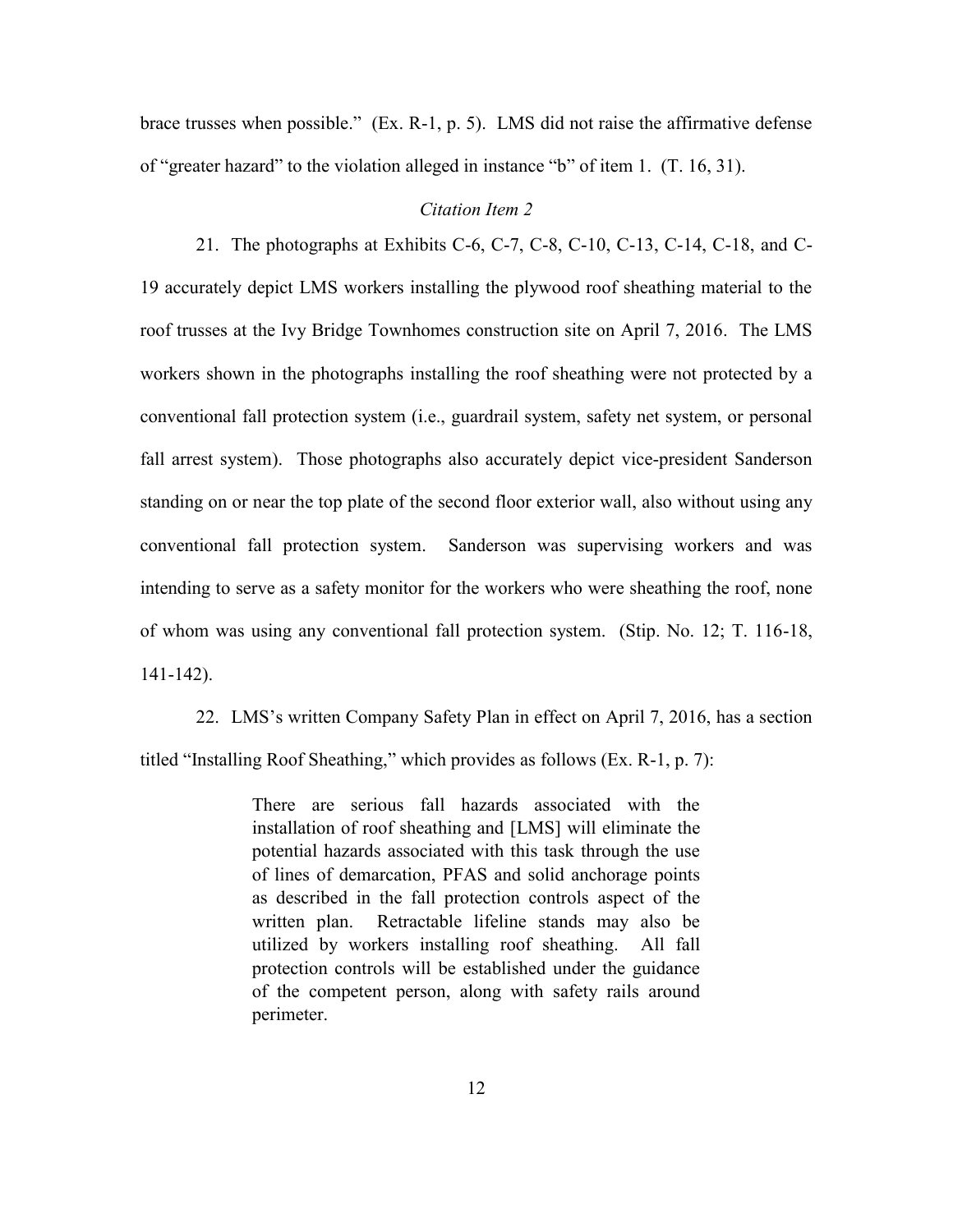brace trusses when possible." (Ex. R-1, p. 5). LMS did not raise the affirmative defense of "greater hazard" to the violation alleged in instance "b" of item 1. (T. 16, 31).

*Citation Item 2*

21. The photographs at Exhibits C-6, C-7, C-8, C-10, C-13, C-14, C-18, and C-19 accurately depict LMS workers installing the plywood roof sheathing material to the roof trusses at the Ivy Bridge Townhomes construction site on April 7, 2016. The LMS workers shown in the photographs installing the roof sheathing were not protected by a conventional fall protection system (i.e., guardrail system, safety net system, or personal fall arrest system). Those photographs also accurately depict vice-president Sanderson standing on or near the top plate of the second floor exterior wall, also without using any conventional fall protection system. Sanderson was supervising workers and was intending to serve as a safety monitor for the workers who were sheathing the roof, none of whom was using any conventional fall protection system. (Stip. No. 12; T. 116-18, 141-142).

22. LMS's written Company Safety Plan in effect on April 7, 2016, has a section titled "Installing Roof Sheathing," which provides as follows (Ex. R-1, p. 7):

> There are serious fall hazards associated with the installation of roof sheathing and [LMS] will eliminate the potential hazards associated with this task through the use of lines of demarcation, PFAS and solid anchorage points as described in the fall protection controls aspect of the written plan. Retractable lifeline stands may also be utilized by workers installing roof sheathing. All fall protection controls will be established under the guidance of the competent person, along with safety rails around perimeter.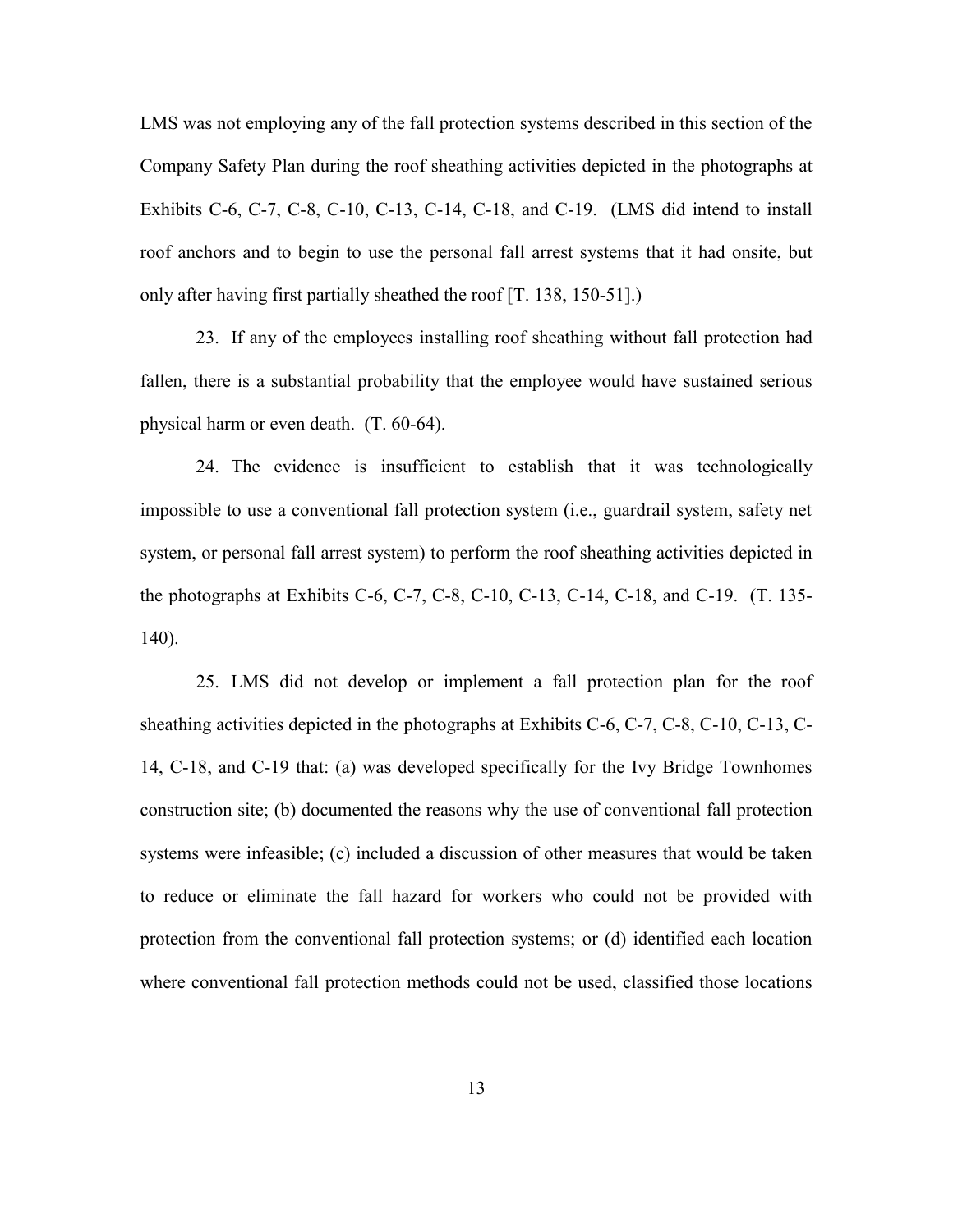LMS was not employing any of the fall protection systems described in this section of the Company Safety Plan during the roof sheathing activities depicted in the photographs at Exhibits C-6, C-7, C-8, C-10, C-13, C-14, C-18, and C-19. (LMS did intend to install roof anchors and to begin to use the personal fall arrest systems that it had onsite, but only after having first partially sheathed the roof [T. 138, 150-51].)

23. If any of the employees installing roof sheathing without fall protection had fallen, there is a substantial probability that the employee would have sustained serious physical harm or even death. (T. 60-64).

24. The evidence is insufficient to establish that it was technologically impossible to use a conventional fall protection system (i.e., guardrail system, safety net system, or personal fall arrest system) to perform the roof sheathing activities depicted in the photographs at Exhibits C-6, C-7, C-8, C-10, C-13, C-14, C-18, and C-19. (T. 135-140).

25. LMS did not develop or implement a fall protection plan for the roof sheathing activities depicted in the photographs at Exhibits C-6, C-7, C-8, C-10, C-13, C-14, C-18, and C-19 that: (a) was developed specifically for the Ivy Bridge Townhomes construction site; (b) documented the reasons why the use of conventional fall protection systems were infeasible; (c) included a discussion of other measures that would be taken to reduce or eliminate the fall hazard for workers who could not be provided with protection from the conventional fall protection systems; or (d) identified each location where conventional fall protection methods could not be used, classified those locations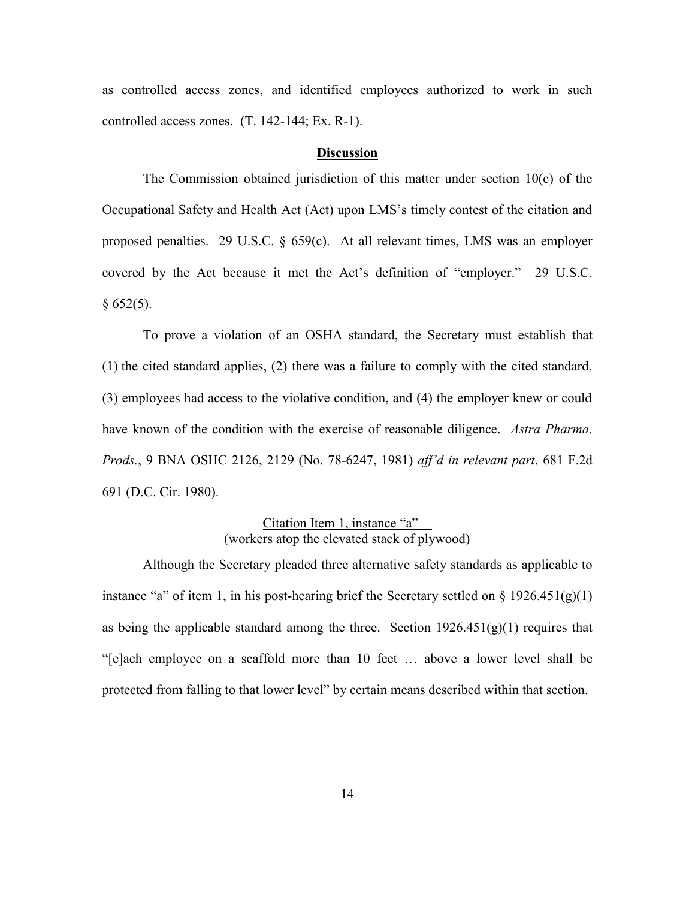as controlled access zones, and identified employees authorized to work in such controlled access zones. (T. 142-144; Ex. R-1).

## **Discussion**

The Commission obtained jurisdiction of this matter under section 10(c) of the Occupational Safety and Health Act (Act) upon LMS's timely contest of the citation and proposed penalties. 29 U.S.C. § 659(c). At all relevant times, LMS was an employer covered by the Act because it met the Act's definition of "employer." 29 U.S.C. § 652(5).

To prove a violation of an OSHA standard, the Secretary must establish that (1) the cited standard applies, (2) there was a failure to comply with the cited standard, (3) employees had access to the violative condition, and (4) the employer knew or could have known of the condition with the exercise of reasonable diligence. *Astra Pharma. Prods.*, 9 BNA OSHC 2126, 2129 (No. 78-6247, 1981) *aff'd in relevant part*, 681 F.2d 691 (D.C. Cir. 1980).

### Citation Item 1, instance "a"— (workers atop the elevated stack of plywood)

Although the Secretary pleaded three alternative safety standards as applicable to instance "a" of item 1, in his post-hearing brief the Secretary settled on § 1926.451(g)(1) as being the applicable standard among the three. Section 1926.451(g)(1) requires that "[e]ach employee on a scaffold more than 10 feet … above a lower level shall be protected from falling to that lower level" by certain means described within that section.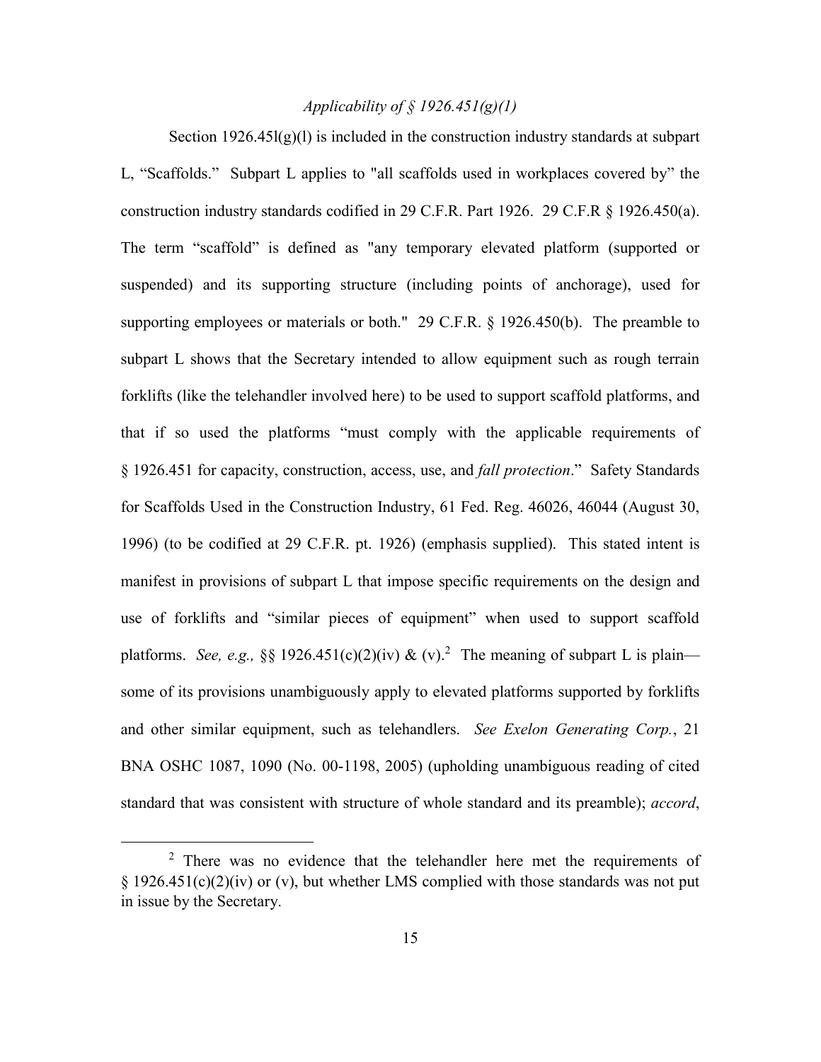### *Applicability of § 1926.451(g)(1)*

Section 1926.45l(g)(l) is included in the construction industry standards at subpart L, "Scaffolds." Subpart L applies to "all scaffolds used in workplaces covered by" the construction industry standards codified in 29 C.F.R. Part 1926. 29 C.F.R § 1926.450(a). The term "scaffold" is defined as "any temporary elevated platform (supported or suspended) and its supporting structure (including points of anchorage), used for supporting employees or materials or both." 29 C.F.R. § 1926.450(b). The preamble to subpart L shows that the Secretary intended to allow equipment such as rough terrain forklifts (like the telehandler involved here) to be used to support scaffold platforms, and that if so used the platforms "must comply with the applicable requirements of § 1926.451 for capacity, construction, access, use, and *fall protection*." Safety Standards for Scaffolds Used in the Construction Industry, 61 Fed. Reg. 46026, 46044 (August 30, 1996) (to be codified at 29 C.F.R. pt. 1926) (emphasis supplied). This stated intent is manifest in provisions of subpart L that impose specific requirements on the design and use of forklifts and "similar pieces of equipment" when used to support scaffold platforms. *See, e.g.,* §§ 1926.451(c)(2)(iv) & (v).[2] The meaning of subpart L is plain—some of its provisions unambiguously apply to elevated platforms supported by forklifts and other similar equipment, such as telehandlers. *See Exelon Generating Corp.*, 21 BNA OSHC 1087, 1090 (No. 00-1198, 2005) (upholding unambiguous reading of cited standard that was consistent with structure of whole standard and its preamble); *accord*,

[2] There was no evidence that the telehandler here met the requirements of § 1926.451(c)(2)(iv) or (v), but whether LMS complied with those standards was not put in issue by the Secretary.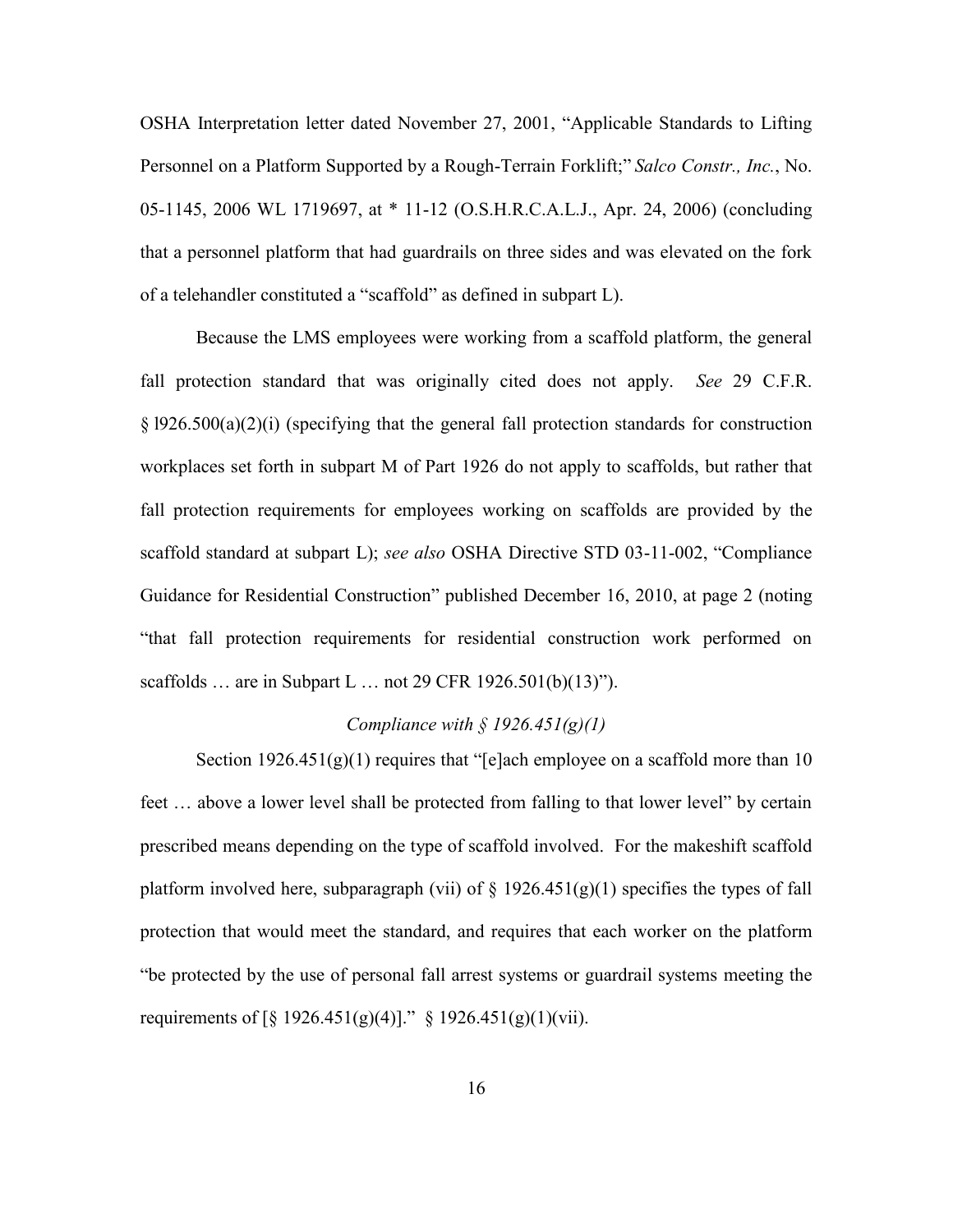OSHA Interpretation letter dated November 27, 2001, "Applicable Standards to Lifting Personnel on a Platform Supported by a Rough-Terrain Forklift;" *Salco Constr., Inc.*, No. 05-1145, 2006 WL 1719697, at * 11-12 (O.S.H.R.C.A.L.J., Apr. 24, 2006) (concluding that a personnel platform that had guardrails on three sides and was elevated on the fork of a telehandler constituted a "scaffold" as defined in subpart L).

Because the LMS employees were working from a scaffold platform, the general fall protection standard that was originally cited does not apply. *See* 29 C.F.R. § l926.500(a)(2)(i) (specifying that the general fall protection standards for construction workplaces set forth in subpart M of Part 1926 do not apply to scaffolds, but rather that fall protection requirements for employees working on scaffolds are provided by the scaffold standard at subpart L); *see also* OSHA Directive STD 03-11-002, "Compliance Guidance for Residential Construction" published December 16, 2010, at page 2 (noting "that fall protection requirements for residential construction work performed on scaffolds … are in Subpart L … not 29 CFR 1926.501(b)(13)").

*Compliance with § 1926.451(g)(1)*

Section 1926.451(g)(1) requires that "[e]ach employee on a scaffold more than 10 feet … above a lower level shall be protected from falling to that lower level" by certain prescribed means depending on the type of scaffold involved. For the makeshift scaffold platform involved here, subparagraph (vii) of § 1926.451(g)(1) specifies the types of fall protection that would meet the standard, and requires that each worker on the platform "be protected by the use of personal fall arrest systems or guardrail systems meeting the requirements of [§ 1926.451(g)(4)]." § 1926.451(g)(1)(vii).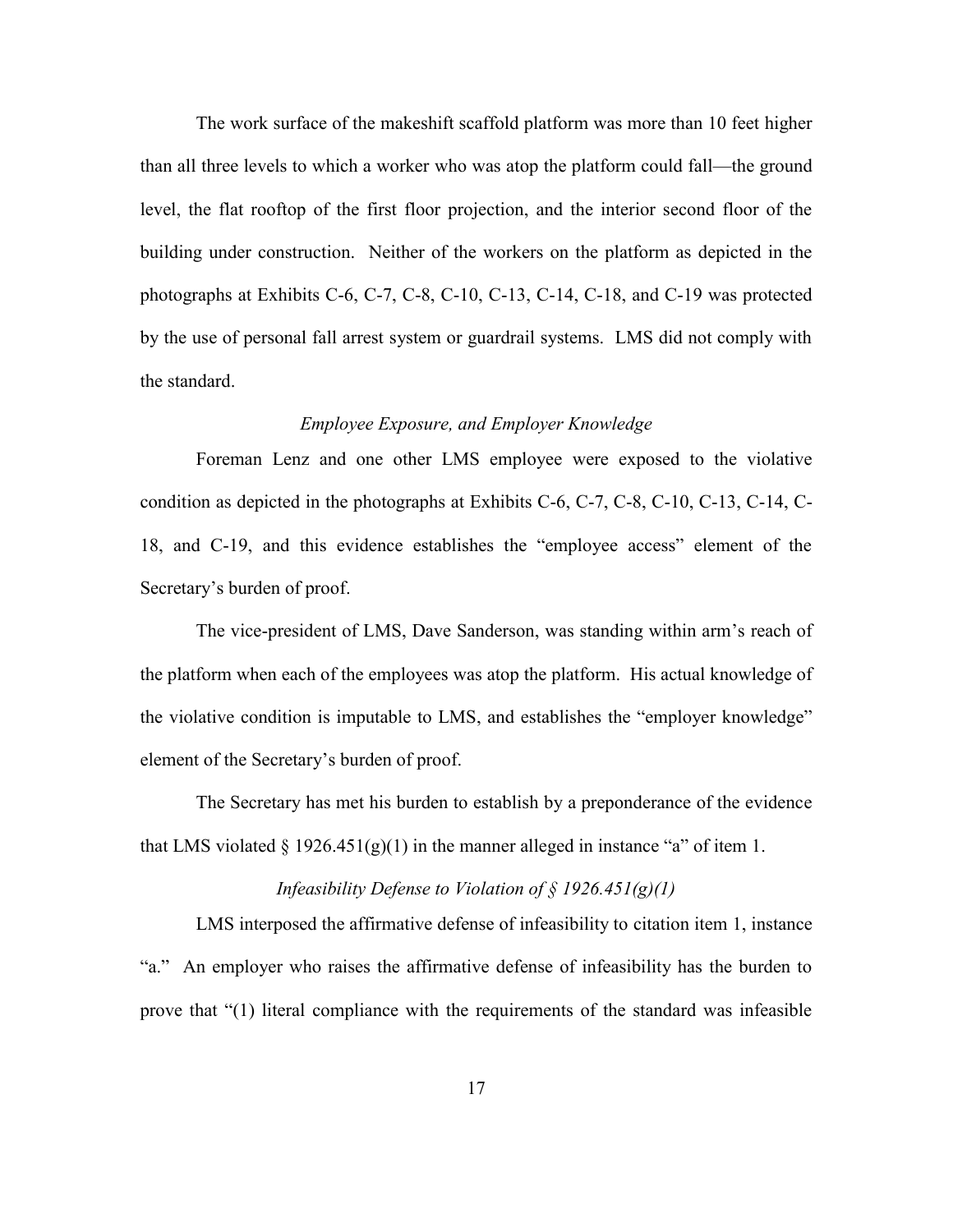The work surface of the makeshift scaffold platform was more than 10 feet higher than all three levels to which a worker who was atop the platform could fall—the ground level, the flat rooftop of the first floor projection, and the interior second floor of the building under construction. Neither of the workers on the platform as depicted in the photographs at Exhibits C-6, C-7, C-8, C-10, C-13, C-14, C-18, and C-19 was protected by the use of personal fall arrest system or guardrail systems. LMS did not comply with the standard.

*Employee Exposure, and Employer Knowledge*

Foreman Lenz and one other LMS employee were exposed to the violative condition as depicted in the photographs at Exhibits C-6, C-7, C-8, C-10, C-13, C-14, C-18, and C-19, and this evidence establishes the "employee access" element of the Secretary's burden of proof.

The vice-president of LMS, Dave Sanderson, was standing within arm's reach of the platform when each of the employees was atop the platform. His actual knowledge of the violative condition is imputable to LMS, and establishes the "employer knowledge" element of the Secretary's burden of proof.

The Secretary has met his burden to establish by a preponderance of the evidence that LMS violated § 1926.451(g)(1) in the manner alleged in instance "a" of item 1.

*Infeasibility Defense to Violation of § 1926.451(g)(1)*

LMS interposed the affirmative defense of infeasibility to citation item 1, instance "a." An employer who raises the affirmative defense of infeasibility has the burden to prove that "(1) literal compliance with the requirements of the standard was infeasible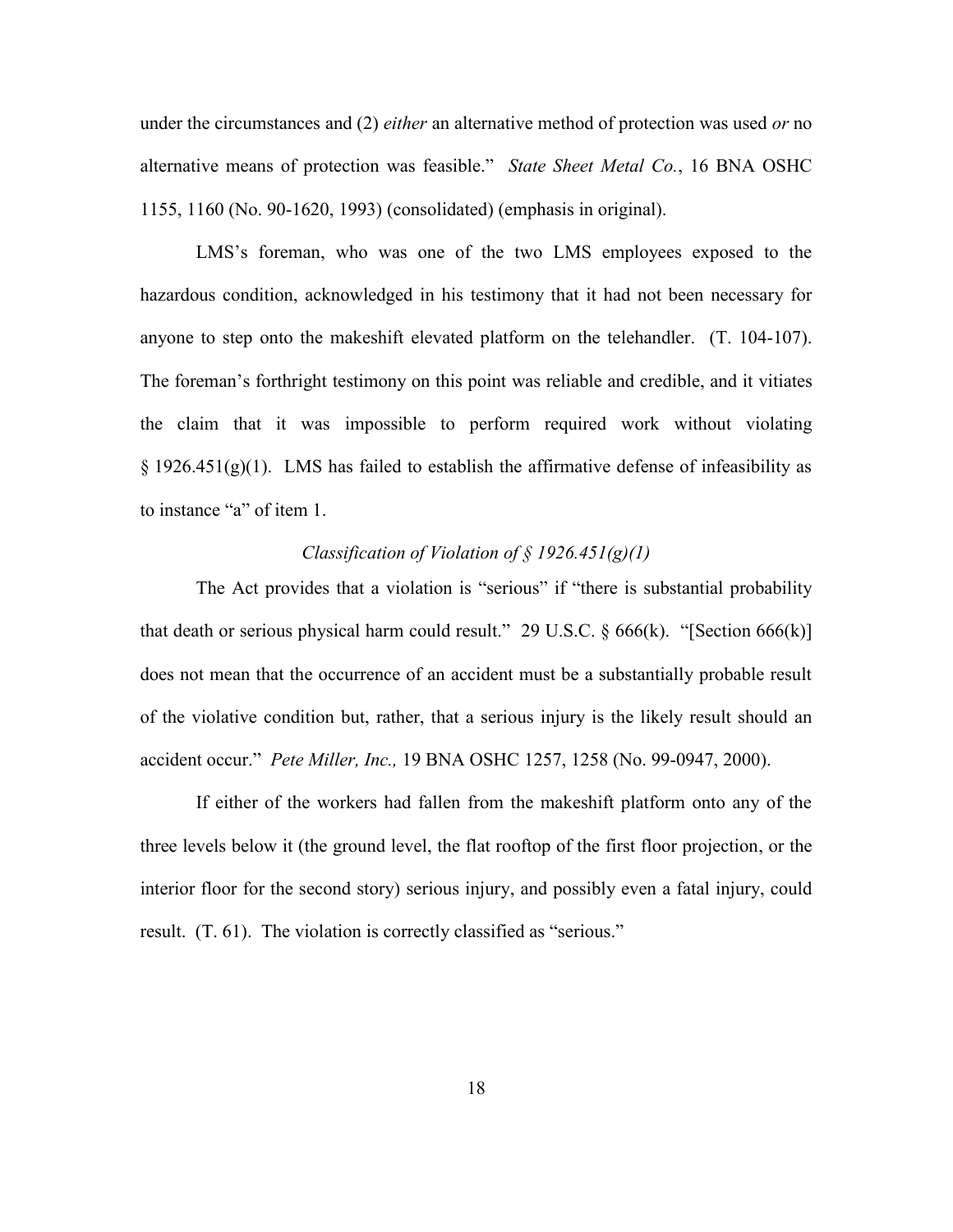under the circumstances and (2) *either* an alternative method of protection was used *or* no alternative means of protection was feasible." *State Sheet Metal Co.*, 16 BNA OSHC 1155, 1160 (No. 90-1620, 1993) (consolidated) (emphasis in original).

LMS's foreman, who was one of the two LMS employees exposed to the hazardous condition, acknowledged in his testimony that it had not been necessary for anyone to step onto the makeshift elevated platform on the telehandler. (T. 104-107). The foreman's forthright testimony on this point was reliable and credible, and it vitiates the claim that it was impossible to perform required work without violating § 1926.451(g)(1). LMS has failed to establish the affirmative defense of infeasibility as to instance "a" of item 1.

*Classification of Violation of § 1926.451(g)(1)*

The Act provides that a violation is "serious" if "there is substantial probability that death or serious physical harm could result." 29 U.S.C. § 666(k). "[Section 666(k)] does not mean that the occurrence of an accident must be a substantially probable result of the violative condition but, rather, that a serious injury is the likely result should an accident occur." *Pete Miller, Inc.,* 19 BNA OSHC 1257, 1258 (No. 99-0947, 2000).

If either of the workers had fallen from the makeshift platform onto any of the three levels below it (the ground level, the flat rooftop of the first floor projection, or the interior floor for the second story) serious injury, and possibly even a fatal injury, could result. (T. 61). The violation is correctly classified as "serious."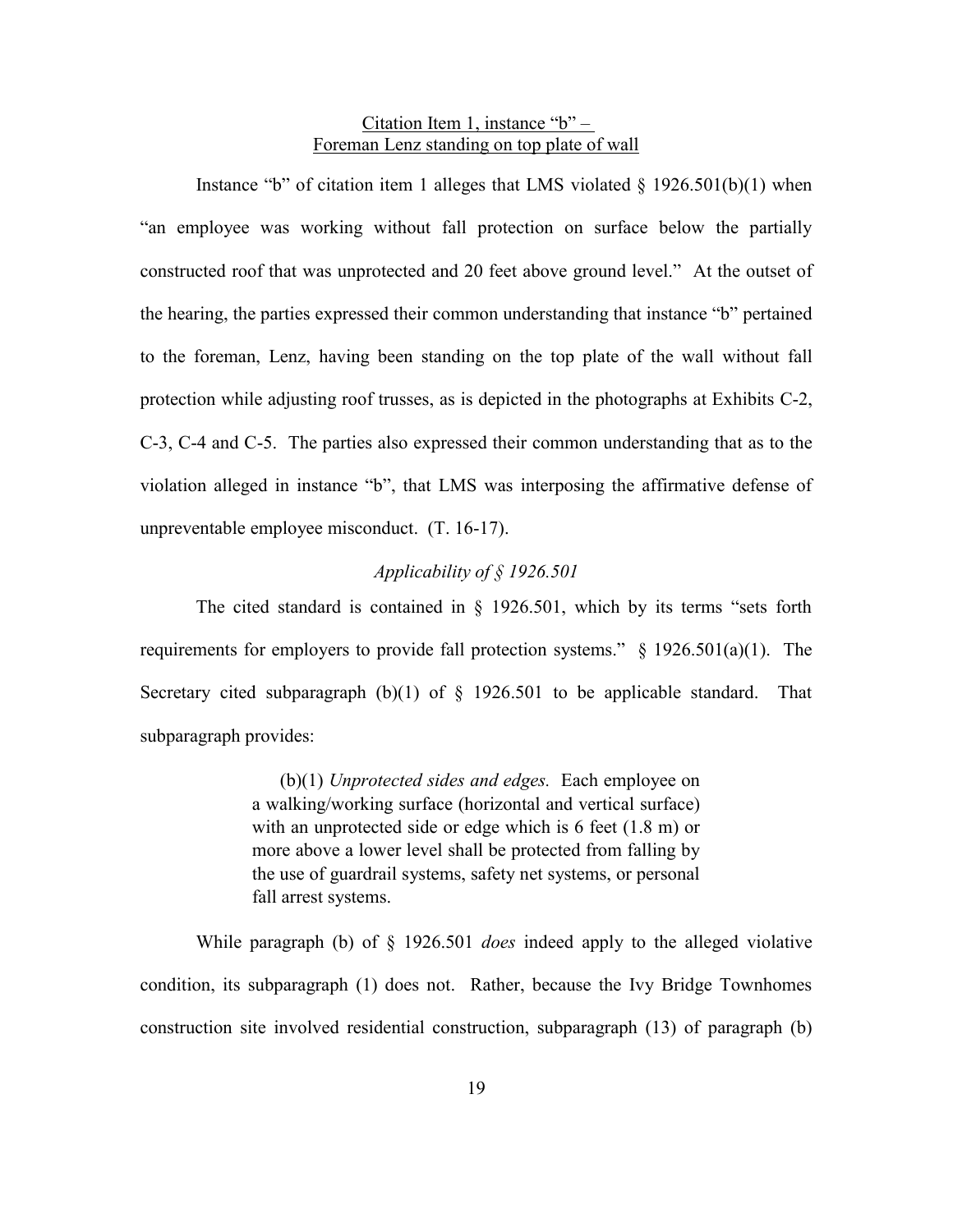Citation Item 1, instance "b" –
Foreman Lenz standing on top plate of wall

Instance "b" of citation item 1 alleges that LMS violated § 1926.501(b)(1) when "an employee was working without fall protection on surface below the partially constructed roof that was unprotected and 20 feet above ground level." At the outset of the hearing, the parties expressed their common understanding that instance "b" pertained to the foreman, Lenz, having been standing on the top plate of the wall without fall protection while adjusting roof trusses, as is depicted in the photographs at Exhibits C-2, C-3, C-4 and C-5. The parties also expressed their common understanding that as to the violation alleged in instance "b", that LMS was interposing the affirmative defense of unpreventable employee misconduct. (T. 16-17).

*Applicability of § 1926.501*

The cited standard is contained in § 1926.501, which by its terms "sets forth requirements for employers to provide fall protection systems." § 1926.501(a)(1). The Secretary cited subparagraph (b)(1) of § 1926.501 to be applicable standard. That subparagraph provides:

> (b)(1) *Unprotected sides and edges.* Each employee on a walking/working surface (horizontal and vertical surface) with an unprotected side or edge which is 6 feet (1.8 m) or more above a lower level shall be protected from falling by the use of guardrail systems, safety net systems, or personal fall arrest systems.

While paragraph (b) of § 1926.501 *does* indeed apply to the alleged violative condition, its subparagraph (1) does not. Rather, because the Ivy Bridge Townhomes construction site involved residential construction, subparagraph (13) of paragraph (b)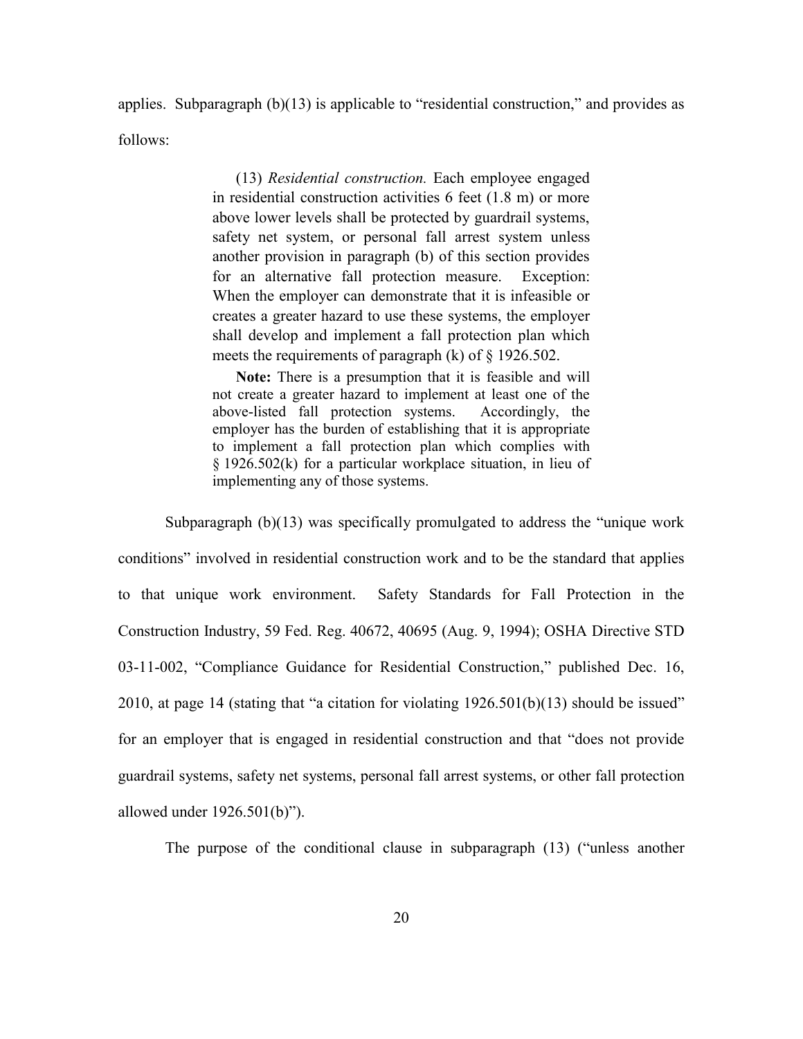applies. Subparagraph (b)(13) is applicable to "residential construction," and provides as follows:

> (13) *Residential construction.* Each employee engaged in residential construction activities 6 feet (1.8 m) or more above lower levels shall be protected by guardrail systems, safety net system, or personal fall arrest system unless another provision in paragraph (b) of this section provides for an alternative fall protection measure. Exception: When the employer can demonstrate that it is infeasible or creates a greater hazard to use these systems, the employer shall develop and implement a fall protection plan which meets the requirements of paragraph (k) of § 1926.502.
>
> **Note:** There is a presumption that it is feasible and will not create a greater hazard to implement at least one of the above-listed fall protection systems. Accordingly, the employer has the burden of establishing that it is appropriate to implement a fall protection plan which complies with § 1926.502(k) for a particular workplace situation, in lieu of implementing any of those systems.

Subparagraph (b)(13) was specifically promulgated to address the "unique work conditions" involved in residential construction work and to be the standard that applies to that unique work environment. Safety Standards for Fall Protection in the Construction Industry, 59 Fed. Reg. 40672, 40695 (Aug. 9, 1994); OSHA Directive STD 03-11-002, "Compliance Guidance for Residential Construction," published Dec. 16, 2010, at page 14 (stating that "a citation for violating 1926.501(b)(13) should be issued" for an employer that is engaged in residential construction and that "does not provide guardrail systems, safety net systems, personal fall arrest systems, or other fall protection allowed under 1926.501(b)").

The purpose of the conditional clause in subparagraph (13) ("unless another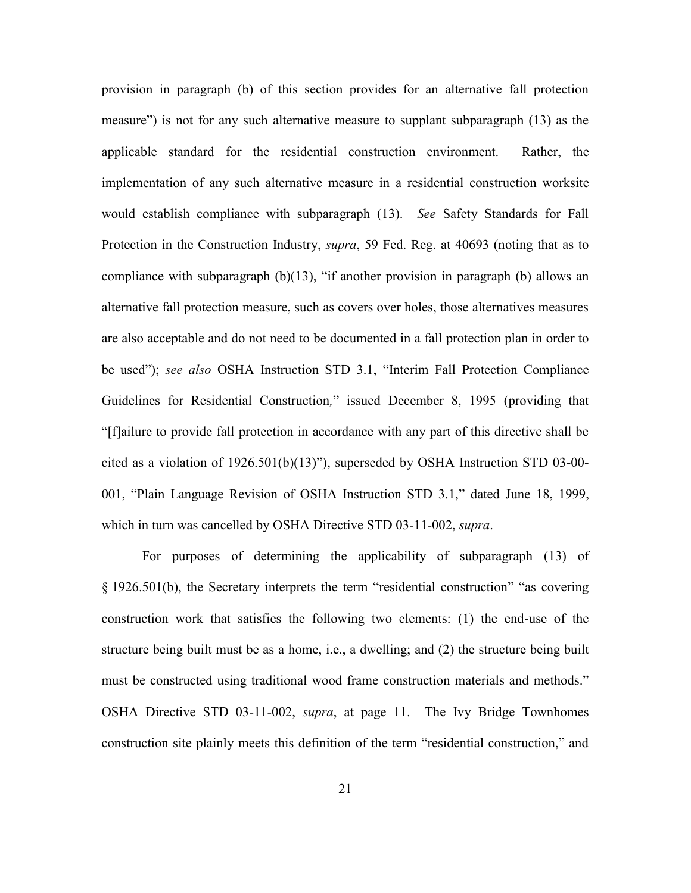provision in paragraph (b) of this section provides for an alternative fall protection measure") is not for any such alternative measure to supplant subparagraph (13) as the applicable standard for the residential construction environment. Rather, the implementation of any such alternative measure in a residential construction worksite would establish compliance with subparagraph (13). *See* Safety Standards for Fall Protection in the Construction Industry, *supra*, 59 Fed. Reg. at 40693 (noting that as to compliance with subparagraph (b)(13), "if another provision in paragraph (b) allows an alternative fall protection measure, such as covers over holes, those alternatives measures are also acceptable and do not need to be documented in a fall protection plan in order to be used"); *see also* OSHA Instruction STD 3.1, "Interim Fall Protection Compliance Guidelines for Residential Construction*,*" issued December 8, 1995 (providing that "[f]ailure to provide fall protection in accordance with any part of this directive shall be cited as a violation of 1926.501(b)(13)"), superseded by OSHA Instruction STD 03-00-001, "Plain Language Revision of OSHA Instruction STD 3.1," dated June 18, 1999, which in turn was cancelled by OSHA Directive STD 03-11-002, *supra*.

For purposes of determining the applicability of subparagraph (13) of § 1926.501(b), the Secretary interprets the term "residential construction" "as covering construction work that satisfies the following two elements: (1) the end-use of the structure being built must be as a home, i.e., a dwelling; and (2) the structure being built must be constructed using traditional wood frame construction materials and methods." OSHA Directive STD 03-11-002, *supra*, at page 11. The Ivy Bridge Townhomes construction site plainly meets this definition of the term "residential construction," and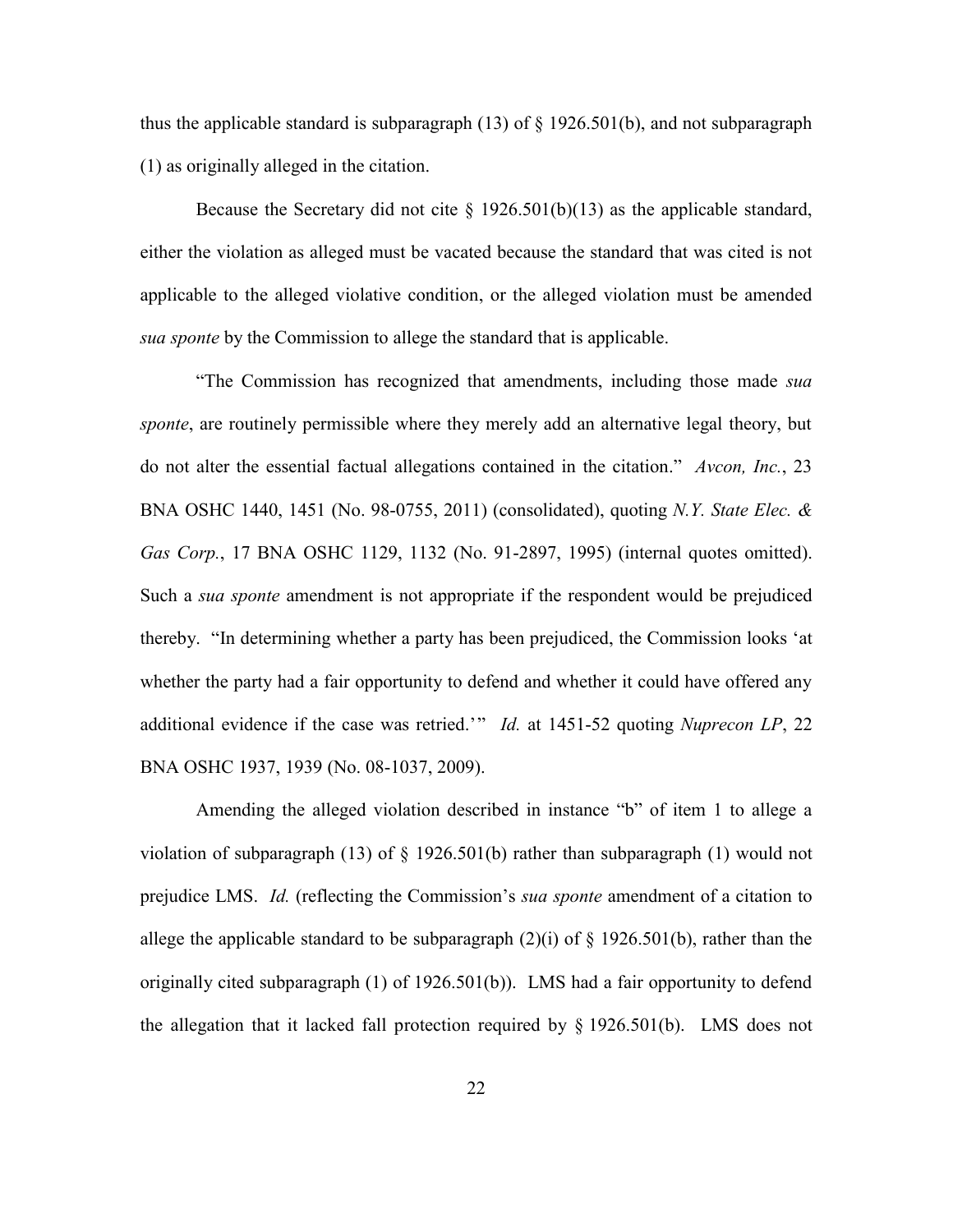thus the applicable standard is subparagraph (13) of § 1926.501(b), and not subparagraph (1) as originally alleged in the citation.

Because the Secretary did not cite § 1926.501(b)(13) as the applicable standard, either the violation as alleged must be vacated because the standard that was cited is not applicable to the alleged violative condition, or the alleged violation must be amended *sua sponte* by the Commission to allege the standard that is applicable.

"The Commission has recognized that amendments, including those made *sua sponte*, are routinely permissible where they merely add an alternative legal theory, but do not alter the essential factual allegations contained in the citation." *Avcon, Inc.*, 23 BNA OSHC 1440, 1451 (No. 98-0755, 2011) (consolidated), quoting *N.Y. State Elec. & Gas Corp.*, 17 BNA OSHC 1129, 1132 (No. 91-2897, 1995) (internal quotes omitted). Such a *sua sponte* amendment is not appropriate if the respondent would be prejudiced thereby. "In determining whether a party has been prejudiced, the Commission looks 'at whether the party had a fair opportunity to defend and whether it could have offered any additional evidence if the case was retried.'" *Id.* at 1451-52 quoting *Nuprecon LP*, 22 BNA OSHC 1937, 1939 (No. 08-1037, 2009).

Amending the alleged violation described in instance "b" of item 1 to allege a violation of subparagraph (13) of § 1926.501(b) rather than subparagraph (1) would not prejudice LMS. *Id.* (reflecting the Commission's *sua sponte* amendment of a citation to allege the applicable standard to be subparagraph (2)(i) of § 1926.501(b), rather than the originally cited subparagraph (1) of 1926.501(b)). LMS had a fair opportunity to defend the allegation that it lacked fall protection required by § 1926.501(b). LMS does not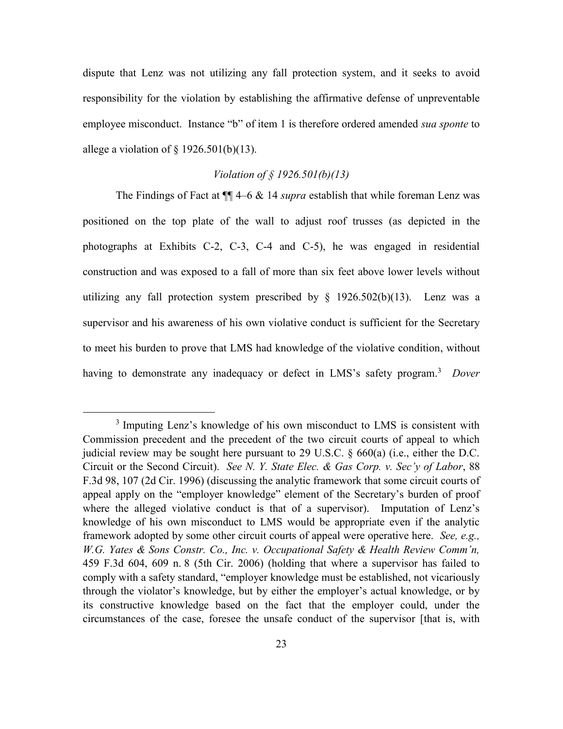dispute that Lenz was not utilizing any fall protection system, and it seeks to avoid responsibility for the violation by establishing the affirmative defense of unpreventable employee misconduct. Instance "b" of item 1 is therefore ordered amended *sua sponte* to allege a violation of § 1926.501(b)(13).

*Violation of § 1926.501(b)(13)*

The Findings of Fact at ¶¶ 4–6 & 14 *supra* establish that while foreman Lenz was positioned on the top plate of the wall to adjust roof trusses (as depicted in the photographs at Exhibits C-2, C-3, C-4 and C-5), he was engaged in residential construction and was exposed to a fall of more than six feet above lower levels without utilizing any fall protection system prescribed by § 1926.502(b)(13). Lenz was a supervisor and his awareness of his own violative conduct is sufficient for the Secretary to meet his burden to prove that LMS had knowledge of the violative condition, without having to demonstrate any inadequacy or defect in LMS's safety program.[3] *Dover*

---

[3] Imputing Lenz's knowledge of his own misconduct to LMS is consistent with Commission precedent and the precedent of the two circuit courts of appeal to which judicial review may be sought here pursuant to 29 U.S.C. § 660(a) (i.e., either the D.C. Circuit or the Second Circuit). *See N. Y. State Elec. & Gas Corp. v. Sec'y of Labor*, 88 F.3d 98, 107 (2d Cir. 1996) (discussing the analytic framework that some circuit courts of appeal apply on the "employer knowledge" element of the Secretary's burden of proof where the alleged violative conduct is that of a supervisor). Imputation of Lenz's knowledge of his own misconduct to LMS would be appropriate even if the analytic framework adopted by some other circuit courts of appeal were operative here. *See, e.g., W.G. Yates & Sons Constr. Co., Inc. v. Occupational Safety & Health Review Comm'n,* 459 F.3d 604, 609 n. 8 (5th Cir. 2006) (holding that where a supervisor has failed to comply with a safety standard, "employer knowledge must be established, not vicariously through the violator's knowledge, but by either the employer's actual knowledge, or by its constructive knowledge based on the fact that the employer could, under the circumstances of the case, foresee the unsafe conduct of the supervisor [that is, with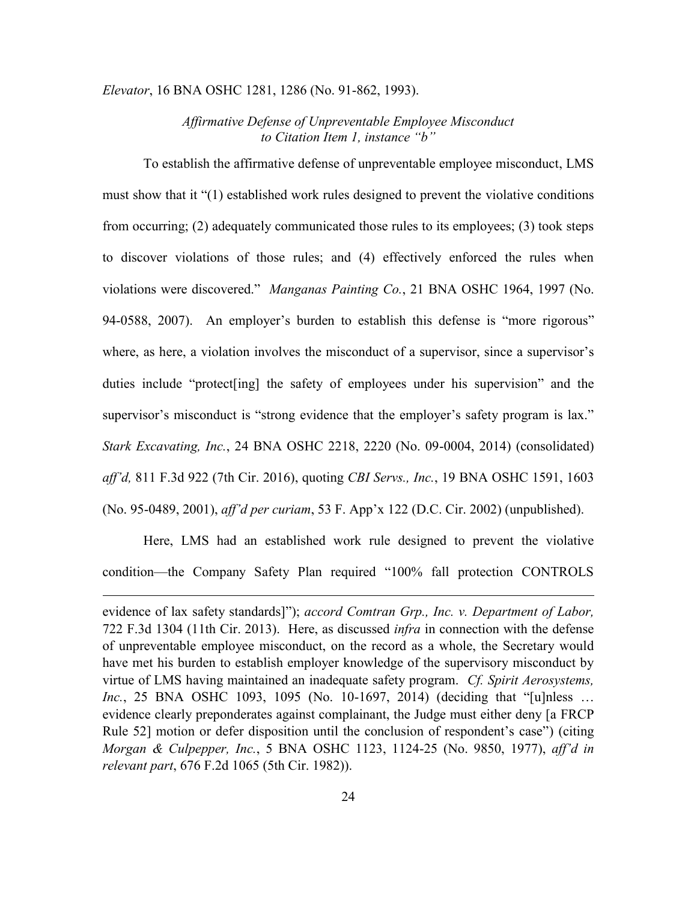*Elevator*, 16 BNA OSHC 1281, 1286 (No. 91-862, 1993).

*Affirmative Defense of Unpreventable Employee Misconduct to Citation Item 1, instance "b"*

To establish the affirmative defense of unpreventable employee misconduct, LMS must show that it "(1) established work rules designed to prevent the violative conditions from occurring; (2) adequately communicated those rules to its employees; (3) took steps to discover violations of those rules; and (4) effectively enforced the rules when violations were discovered." *Manganas Painting Co.*, 21 BNA OSHC 1964, 1997 (No. 94-0588, 2007). An employer's burden to establish this defense is "more rigorous" where, as here, a violation involves the misconduct of a supervisor, since a supervisor's duties include "protect[ing] the safety of employees under his supervision" and the supervisor's misconduct is "strong evidence that the employer's safety program is lax." *Stark Excavating, Inc.*, 24 BNA OSHC 2218, 2220 (No. 09-0004, 2014) (consolidated) *aff'd,* 811 F.3d 922 (7th Cir. 2016), quoting *CBI Servs., Inc.*, 19 BNA OSHC 1591, 1603 (No. 95-0489, 2001), *aff'd per curiam*, 53 F. App'x 122 (D.C. Cir. 2002) (unpublished).

Here, LMS had an established work rule designed to prevent the violative condition—the Company Safety Plan required "100% fall protection CONTROLS

---

evidence of lax safety standards]"); *accord Comtran Grp., Inc. v. Department of Labor,* 722 F.3d 1304 (11th Cir. 2013). Here, as discussed *infra* in connection with the defense of unpreventable employee misconduct, on the record as a whole, the Secretary would have met his burden to establish employer knowledge of the supervisory misconduct by virtue of LMS having maintained an inadequate safety program. *Cf. Spirit Aerosystems, Inc.*, 25 BNA OSHC 1093, 1095 (No. 10-1697, 2014) (deciding that "[u]nless … evidence clearly preponderates against complainant, the Judge must either deny [a FRCP Rule 52] motion or defer disposition until the conclusion of respondent's case") (citing *Morgan & Culpepper, Inc.*, 5 BNA OSHC 1123, 1124-25 (No. 9850, 1977), *aff'd in relevant part*, 676 F.2d 1065 (5th Cir. 1982)).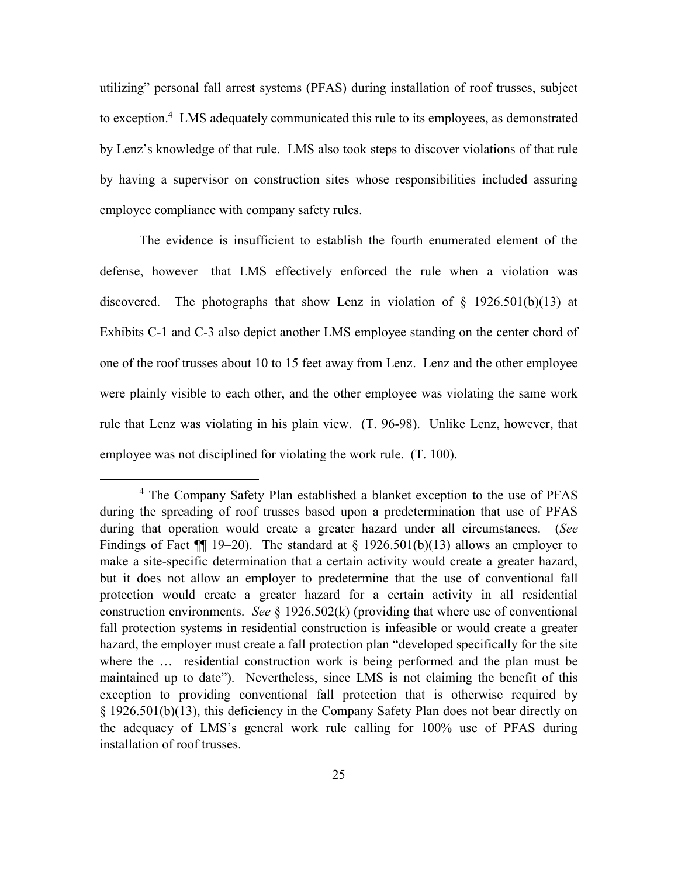utilizing" personal fall arrest systems (PFAS) during installation of roof trusses, subject to exception.[4] LMS adequately communicated this rule to its employees, as demonstrated by Lenz's knowledge of that rule. LMS also took steps to discover violations of that rule by having a supervisor on construction sites whose responsibilities included assuring employee compliance with company safety rules.

The evidence is insufficient to establish the fourth enumerated element of the defense, however—that LMS effectively enforced the rule when a violation was discovered. The photographs that show Lenz in violation of § 1926.501(b)(13) at Exhibits C-1 and C-3 also depict another LMS employee standing on the center chord of one of the roof trusses about 10 to 15 feet away from Lenz. Lenz and the other employee were plainly visible to each other, and the other employee was violating the same work rule that Lenz was violating in his plain view. (T. 96-98). Unlike Lenz, however, that employee was not disciplined for violating the work rule. (T. 100).

---

[4] The Company Safety Plan established a blanket exception to the use of PFAS during the spreading of roof trusses based upon a predetermination that use of PFAS during that operation would create a greater hazard under all circumstances. (*See* Findings of Fact ¶¶ 19–20). The standard at § 1926.501(b)(13) allows an employer to make a site-specific determination that a certain activity would create a greater hazard, but it does not allow an employer to predetermine that the use of conventional fall protection would create a greater hazard for a certain activity in all residential construction environments. *See* § 1926.502(k) (providing that where use of conventional fall protection systems in residential construction is infeasible or would create a greater hazard, the employer must create a fall protection plan "developed specifically for the site where the … residential construction work is being performed and the plan must be maintained up to date"). Nevertheless, since LMS is not claiming the benefit of this exception to providing conventional fall protection that is otherwise required by § 1926.501(b)(13), this deficiency in the Company Safety Plan does not bear directly on the adequacy of LMS's general work rule calling for 100% use of PFAS during installation of roof trusses.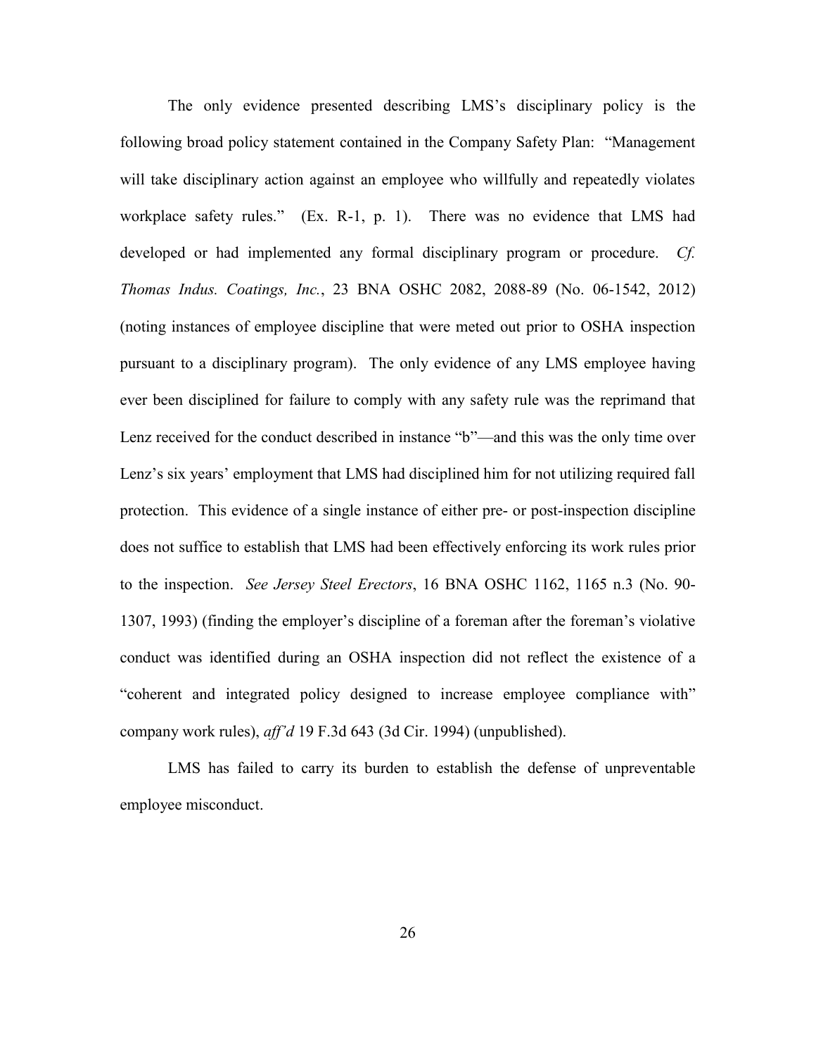The only evidence presented describing LMS's disciplinary policy is the following broad policy statement contained in the Company Safety Plan: "Management will take disciplinary action against an employee who willfully and repeatedly violates workplace safety rules." (Ex. R-1, p. 1). There was no evidence that LMS had developed or had implemented any formal disciplinary program or procedure. *Cf. Thomas Indus. Coatings, Inc.*, 23 BNA OSHC 2082, 2088-89 (No. 06-1542, 2012) (noting instances of employee discipline that were meted out prior to OSHA inspection pursuant to a disciplinary program). The only evidence of any LMS employee having ever been disciplined for failure to comply with any safety rule was the reprimand that Lenz received for the conduct described in instance "b"—and this was the only time over Lenz's six years' employment that LMS had disciplined him for not utilizing required fall protection. This evidence of a single instance of either pre- or post-inspection discipline does not suffice to establish that LMS had been effectively enforcing its work rules prior to the inspection. *See Jersey Steel Erectors*, 16 BNA OSHC 1162, 1165 n.3 (No. 90-1307, 1993) (finding the employer's discipline of a foreman after the foreman's violative conduct was identified during an OSHA inspection did not reflect the existence of a "coherent and integrated policy designed to increase employee compliance with" company work rules), *aff'd* 19 F.3d 643 (3d Cir. 1994) (unpublished).

LMS has failed to carry its burden to establish the defense of unpreventable employee misconduct.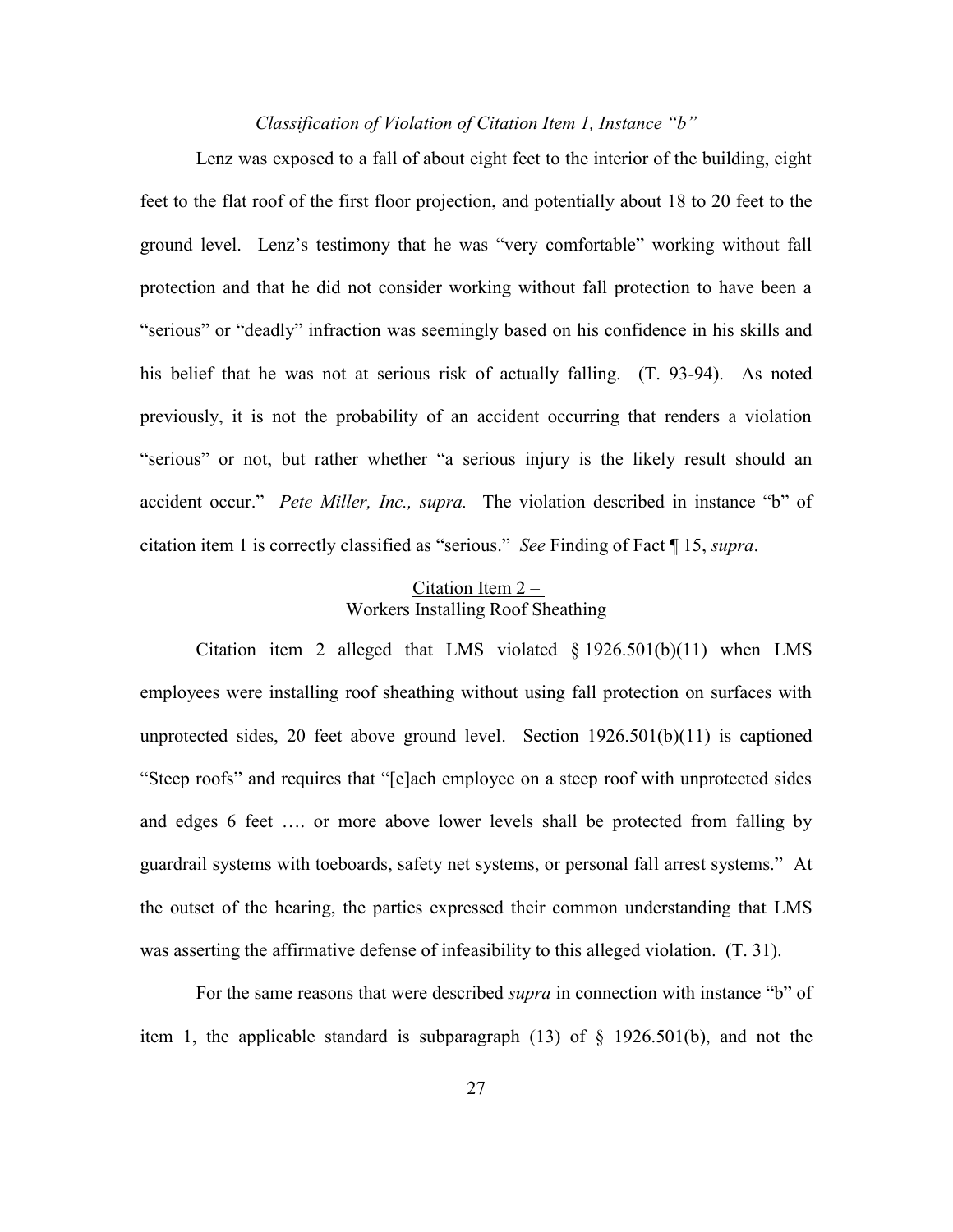*Classification of Violation of Citation Item 1, Instance "b"*

Lenz was exposed to a fall of about eight feet to the interior of the building, eight feet to the flat roof of the first floor projection, and potentially about 18 to 20 feet to the ground level. Lenz's testimony that he was "very comfortable" working without fall protection and that he did not consider working without fall protection to have been a "serious" or "deadly" infraction was seemingly based on his confidence in his skills and his belief that he was not at serious risk of actually falling. (T. 93-94). As noted previously, it is not the probability of an accident occurring that renders a violation "serious" or not, but rather whether "a serious injury is the likely result should an accident occur." *Pete Miller, Inc., supra.* The violation described in instance "b" of citation item 1 is correctly classified as "serious." *See* Finding of Fact ¶ 15, *supra*.

<u>Citation Item 2 –</u>
<u>Workers Installing Roof Sheathing</u>

Citation item 2 alleged that LMS violated § 1926.501(b)(11) when LMS employees were installing roof sheathing without using fall protection on surfaces with unprotected sides, 20 feet above ground level. Section 1926.501(b)(11) is captioned "Steep roofs" and requires that "[e]ach employee on a steep roof with unprotected sides and edges 6 feet …. or more above lower levels shall be protected from falling by guardrail systems with toeboards, safety net systems, or personal fall arrest systems." At the outset of the hearing, the parties expressed their common understanding that LMS was asserting the affirmative defense of infeasibility to this alleged violation. (T. 31).

For the same reasons that were described *supra* in connection with instance "b" of item 1, the applicable standard is subparagraph (13) of § 1926.501(b), and not the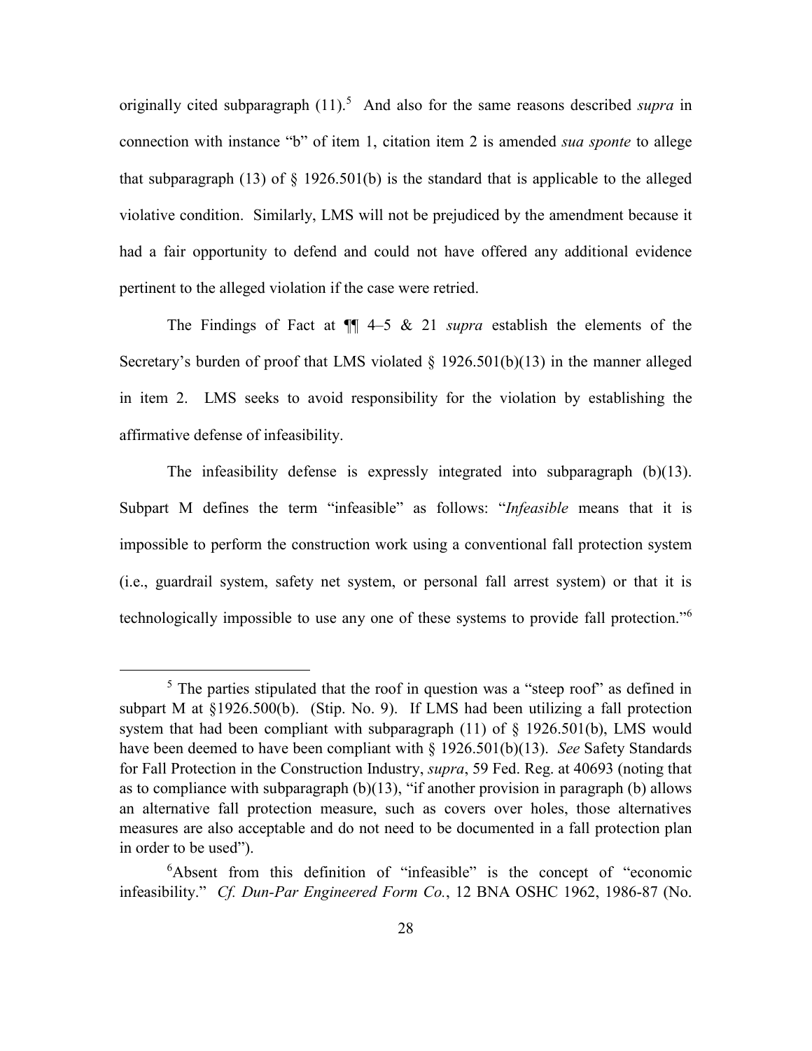originally cited subparagraph (11).[5] And also for the same reasons described *supra* in connection with instance "b" of item 1, citation item 2 is amended *sua sponte* to allege that subparagraph (13) of § 1926.501(b) is the standard that is applicable to the alleged violative condition. Similarly, LMS will not be prejudiced by the amendment because it had a fair opportunity to defend and could not have offered any additional evidence pertinent to the alleged violation if the case were retried.

The Findings of Fact at ¶¶ 4–5 & 21 *supra* establish the elements of the Secretary's burden of proof that LMS violated § 1926.501(b)(13) in the manner alleged in item 2. LMS seeks to avoid responsibility for the violation by establishing the affirmative defense of infeasibility.

The infeasibility defense is expressly integrated into subparagraph (b)(13). Subpart M defines the term "infeasible" as follows: "*Infeasible* means that it is impossible to perform the construction work using a conventional fall protection system (i.e., guardrail system, safety net system, or personal fall arrest system) or that it is technologically impossible to use any one of these systems to provide fall protection."[6]

---

[5] The parties stipulated that the roof in question was a "steep roof" as defined in subpart M at §1926.500(b). (Stip. No. 9). If LMS had been utilizing a fall protection system that had been compliant with subparagraph (11) of § 1926.501(b), LMS would have been deemed to have been compliant with § 1926.501(b)(13). *See* Safety Standards for Fall Protection in the Construction Industry, *supra*, 59 Fed. Reg. at 40693 (noting that as to compliance with subparagraph (b)(13), "if another provision in paragraph (b) allows an alternative fall protection measure, such as covers over holes, those alternatives measures are also acceptable and do not need to be documented in a fall protection plan in order to be used").

[6] Absent from this definition of "infeasible" is the concept of "economic infeasibility." *Cf. Dun-Par Engineered Form Co.*, 12 BNA OSHC 1962, 1986-87 (No.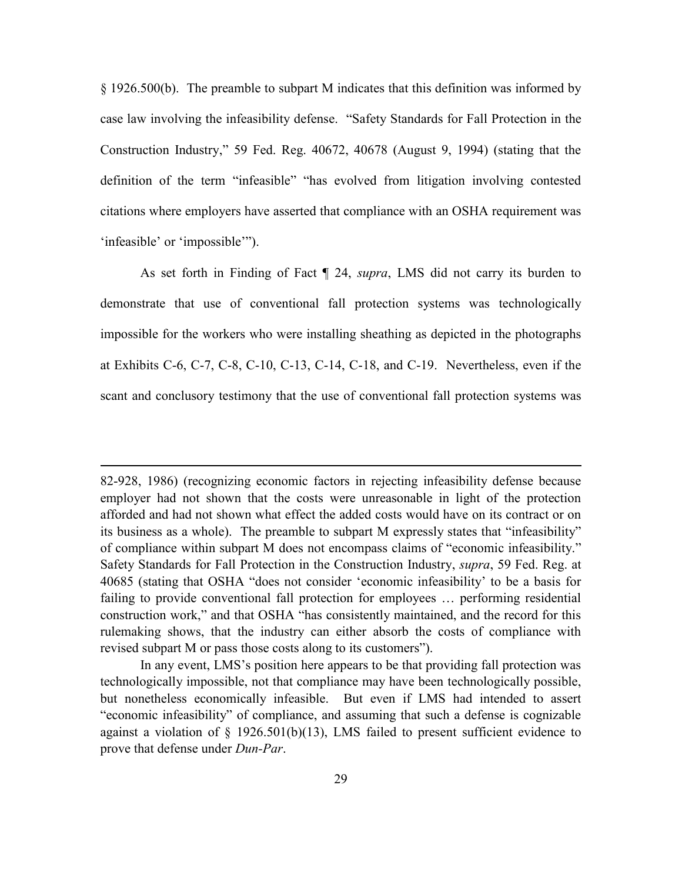§ 1926.500(b). The preamble to subpart M indicates that this definition was informed by case law involving the infeasibility defense. "Safety Standards for Fall Protection in the Construction Industry," 59 Fed. Reg. 40672, 40678 (August 9, 1994) (stating that the definition of the term "infeasible" "has evolved from litigation involving contested citations where employers have asserted that compliance with an OSHA requirement was 'infeasible' or 'impossible'").

As set forth in Finding of Fact ¶ 24, *supra*, LMS did not carry its burden to demonstrate that use of conventional fall protection systems was technologically impossible for the workers who were installing sheathing as depicted in the photographs at Exhibits C-6, C-7, C-8, C-10, C-13, C-14, C-18, and C-19. Nevertheless, even if the scant and conclusory testimony that the use of conventional fall protection systems was

---

82-928, 1986) (recognizing economic factors in rejecting infeasibility defense because employer had not shown that the costs were unreasonable in light of the protection afforded and had not shown what effect the added costs would have on its contract or on its business as a whole). The preamble to subpart M expressly states that "infeasibility" of compliance within subpart M does not encompass claims of "economic infeasibility." Safety Standards for Fall Protection in the Construction Industry, *supra*, 59 Fed. Reg. at 40685 (stating that OSHA "does not consider 'economic infeasibility' to be a basis for failing to provide conventional fall protection for employees … performing residential construction work," and that OSHA "has consistently maintained, and the record for this rulemaking shows, that the industry can either absorb the costs of compliance with revised subpart M or pass those costs along to its customers").

In any event, LMS's position here appears to be that providing fall protection was technologically impossible, not that compliance may have been technologically possible, but nonetheless economically infeasible. But even if LMS had intended to assert "economic infeasibility" of compliance, and assuming that such a defense is cognizable against a violation of § 1926.501(b)(13), LMS failed to present sufficient evidence to prove that defense under *Dun-Par*.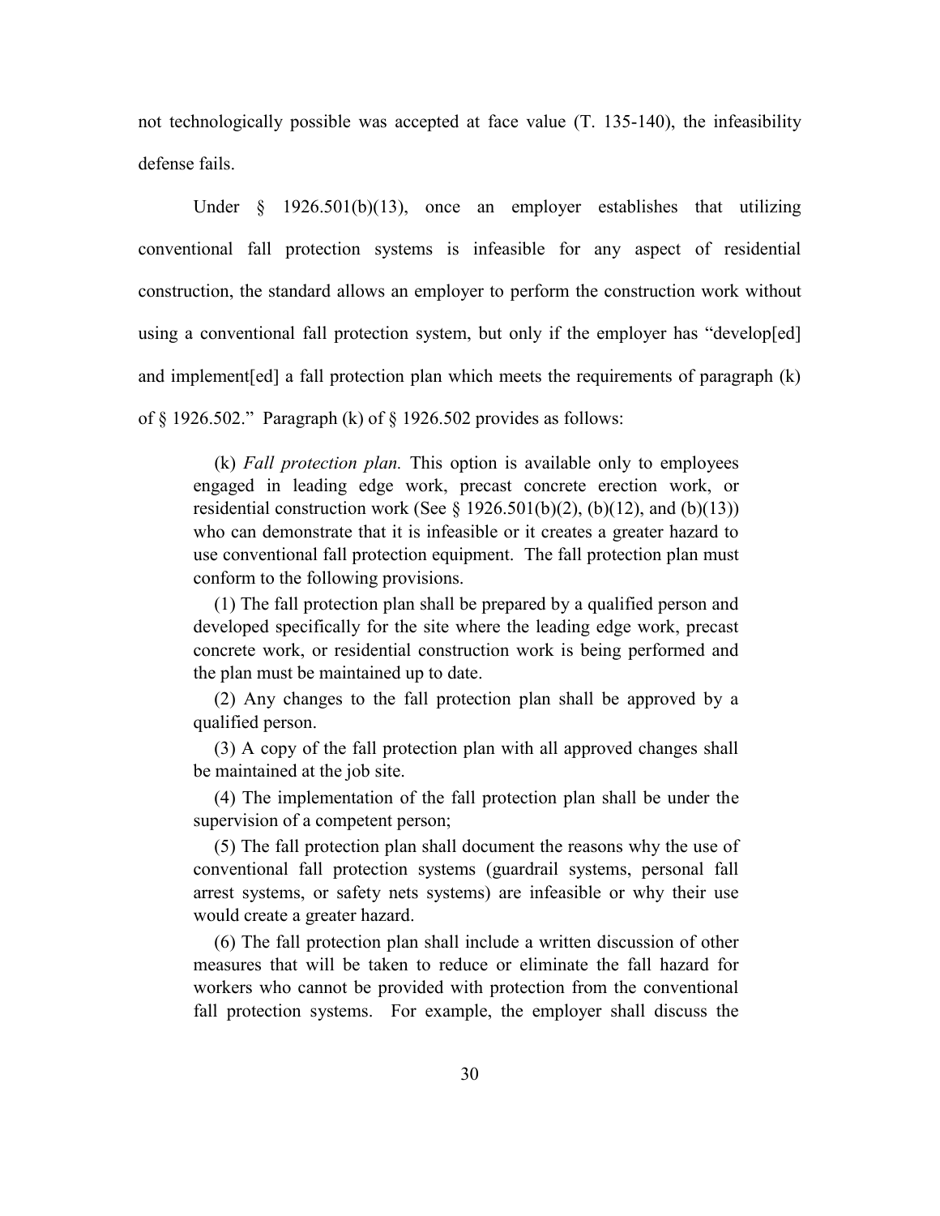not technologically possible was accepted at face value (T. 135-140), the infeasibility defense fails.

Under § 1926.501(b)(13), once an employer establishes that utilizing conventional fall protection systems is infeasible for any aspect of residential construction, the standard allows an employer to perform the construction work without using a conventional fall protection system, but only if the employer has "develop[ed] and implement[ed] a fall protection plan which meets the requirements of paragraph (k) of § 1926.502." Paragraph (k) of § 1926.502 provides as follows:

> (k) *Fall protection plan.* This option is available only to employees engaged in leading edge work, precast concrete erection work, or residential construction work (See § 1926.501(b)(2), (b)(12), and (b)(13)) who can demonstrate that it is infeasible or it creates a greater hazard to use conventional fall protection equipment. The fall protection plan must conform to the following provisions.
>
> (1) The fall protection plan shall be prepared by a qualified person and developed specifically for the site where the leading edge work, precast concrete work, or residential construction work is being performed and the plan must be maintained up to date.
>
> (2) Any changes to the fall protection plan shall be approved by a qualified person.
>
> (3) A copy of the fall protection plan with all approved changes shall be maintained at the job site.
>
> (4) The implementation of the fall protection plan shall be under the supervision of a competent person;
>
> (5) The fall protection plan shall document the reasons why the use of conventional fall protection systems (guardrail systems, personal fall arrest systems, or safety nets systems) are infeasible or why their use would create a greater hazard.
>
> (6) The fall protection plan shall include a written discussion of other measures that will be taken to reduce or eliminate the fall hazard for workers who cannot be provided with protection from the conventional fall protection systems. For example, the employer shall discuss the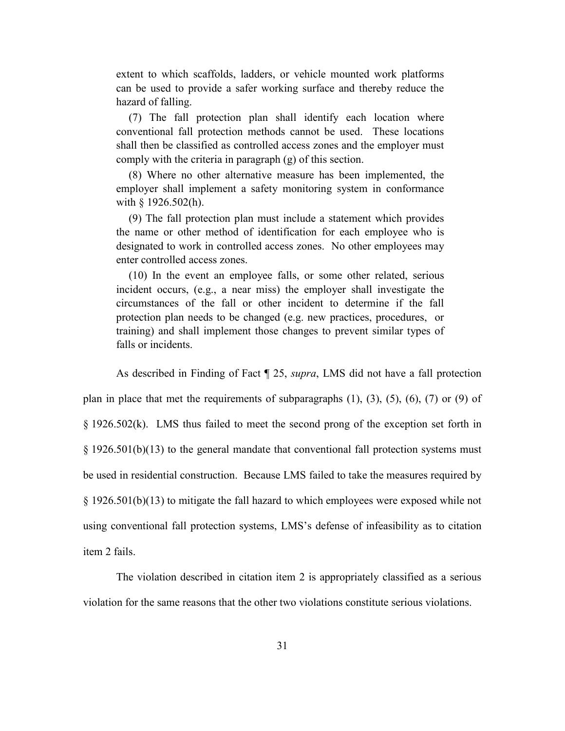> extent to which scaffolds, ladders, or vehicle mounted work platforms can be used to provide a safer working surface and thereby reduce the hazard of falling.
>
> (7) The fall protection plan shall identify each location where conventional fall protection methods cannot be used. These locations shall then be classified as controlled access zones and the employer must comply with the criteria in paragraph (g) of this section.
>
> (8) Where no other alternative measure has been implemented, the employer shall implement a safety monitoring system in conformance with § 1926.502(h).
>
> (9) The fall protection plan must include a statement which provides the name or other method of identification for each employee who is designated to work in controlled access zones. No other employees may enter controlled access zones.
>
> (10) In the event an employee falls, or some other related, serious incident occurs, (e.g., a near miss) the employer shall investigate the circumstances of the fall or other incident to determine if the fall protection plan needs to be changed (e.g. new practices, procedures, or training) and shall implement those changes to prevent similar types of falls or incidents.

As described in Finding of Fact ¶ 25, *supra*, LMS did not have a fall protection plan in place that met the requirements of subparagraphs (1), (3), (5), (6), (7) or (9) of § 1926.502(k). LMS thus failed to meet the second prong of the exception set forth in § 1926.501(b)(13) to the general mandate that conventional fall protection systems must be used in residential construction. Because LMS failed to take the measures required by § 1926.501(b)(13) to mitigate the fall hazard to which employees were exposed while not using conventional fall protection systems, LMS's defense of infeasibility as to citation item 2 fails.

The violation described in citation item 2 is appropriately classified as a serious violation for the same reasons that the other two violations constitute serious violations.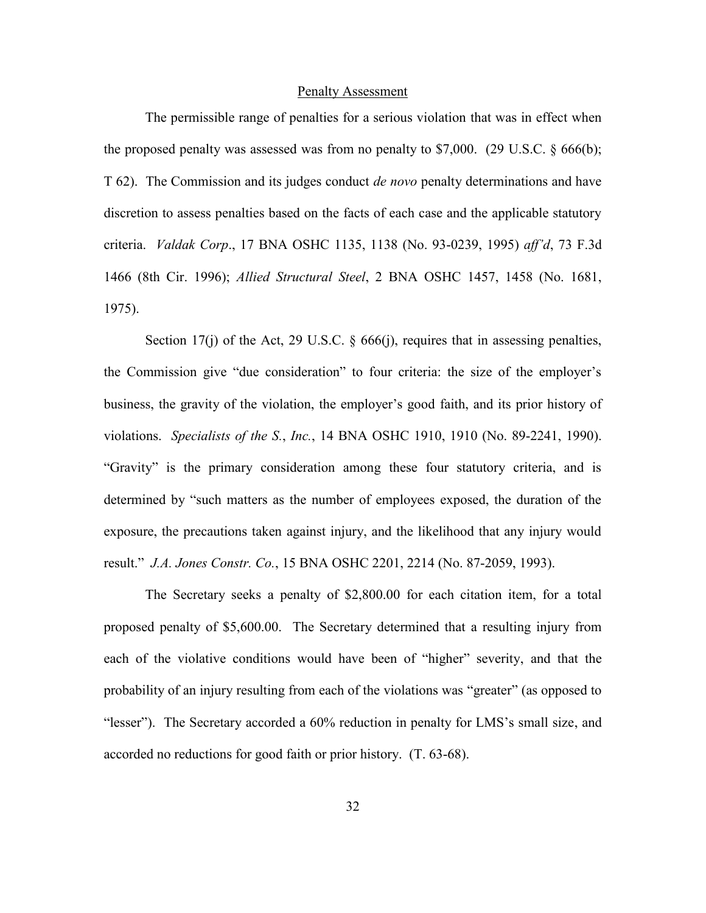## Penalty Assessment

The permissible range of penalties for a serious violation that was in effect when the proposed penalty was assessed was from no penalty to $7,000. (29 U.S.C. § 666(b); T 62). The Commission and its judges conduct *de novo* penalty determinations and have discretion to assess penalties based on the facts of each case and the applicable statutory criteria. *Valdak Corp*., 17 BNA OSHC 1135, 1138 (No. 93-0239, 1995) *aff'd*, 73 F.3d 1466 (8th Cir. 1996); *Allied Structural Steel*, 2 BNA OSHC 1457, 1458 (No. 1681, 1975).

Section 17(j) of the Act, 29 U.S.C. § 666(j), requires that in assessing penalties, the Commission give "due consideration" to four criteria: the size of the employer's business, the gravity of the violation, the employer's good faith, and its prior history of violations. *Specialists of the S., Inc.*, 14 BNA OSHC 1910, 1910 (No. 89-2241, 1990). "Gravity" is the primary consideration among these four statutory criteria, and is determined by "such matters as the number of employees exposed, the duration of the exposure, the precautions taken against injury, and the likelihood that any injury would result." *J.A. Jones Constr. Co.*, 15 BNA OSHC 2201, 2214 (No. 87-2059, 1993).

The Secretary seeks a penalty of $2,800.00 for each citation item, for a total proposed penalty of $5,600.00. The Secretary determined that a resulting injury from each of the violative conditions would have been of "higher" severity, and that the probability of an injury resulting from each of the violations was "greater" (as opposed to "lesser"). The Secretary accorded a 60% reduction in penalty for LMS's small size, and accorded no reductions for good faith or prior history. (T. 63-68).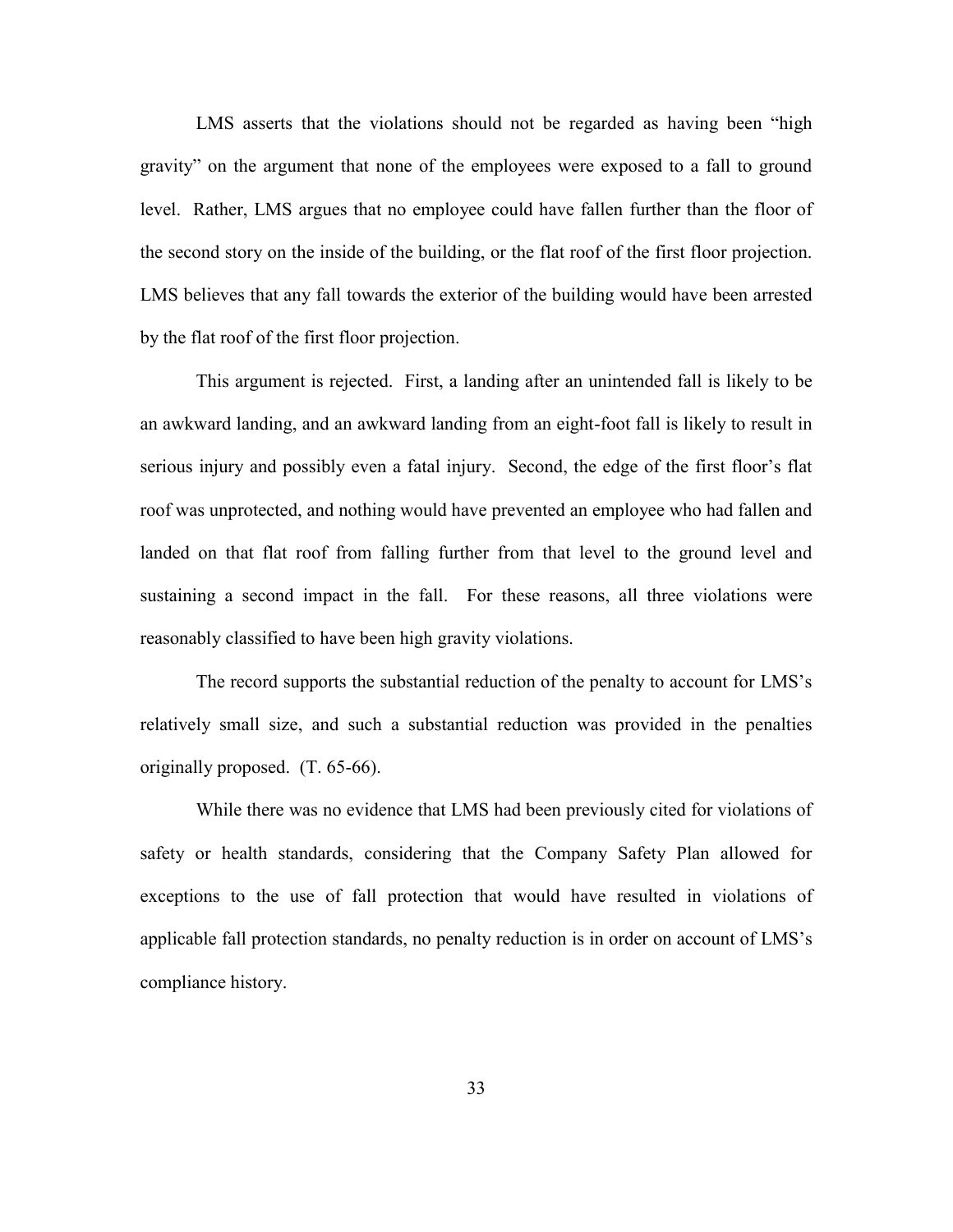LMS asserts that the violations should not be regarded as having been "high gravity" on the argument that none of the employees were exposed to a fall to ground level. Rather, LMS argues that no employee could have fallen further than the floor of the second story on the inside of the building, or the flat roof of the first floor projection. LMS believes that any fall towards the exterior of the building would have been arrested by the flat roof of the first floor projection.

This argument is rejected. First, a landing after an unintended fall is likely to be an awkward landing, and an awkward landing from an eight-foot fall is likely to result in serious injury and possibly even a fatal injury. Second, the edge of the first floor's flat roof was unprotected, and nothing would have prevented an employee who had fallen and landed on that flat roof from falling further from that level to the ground level and sustaining a second impact in the fall. For these reasons, all three violations were reasonably classified to have been high gravity violations.

The record supports the substantial reduction of the penalty to account for LMS's relatively small size, and such a substantial reduction was provided in the penalties originally proposed. (T. 65-66).

While there was no evidence that LMS had been previously cited for violations of safety or health standards, considering that the Company Safety Plan allowed for exceptions to the use of fall protection that would have resulted in violations of applicable fall protection standards, no penalty reduction is in order on account of LMS's compliance history.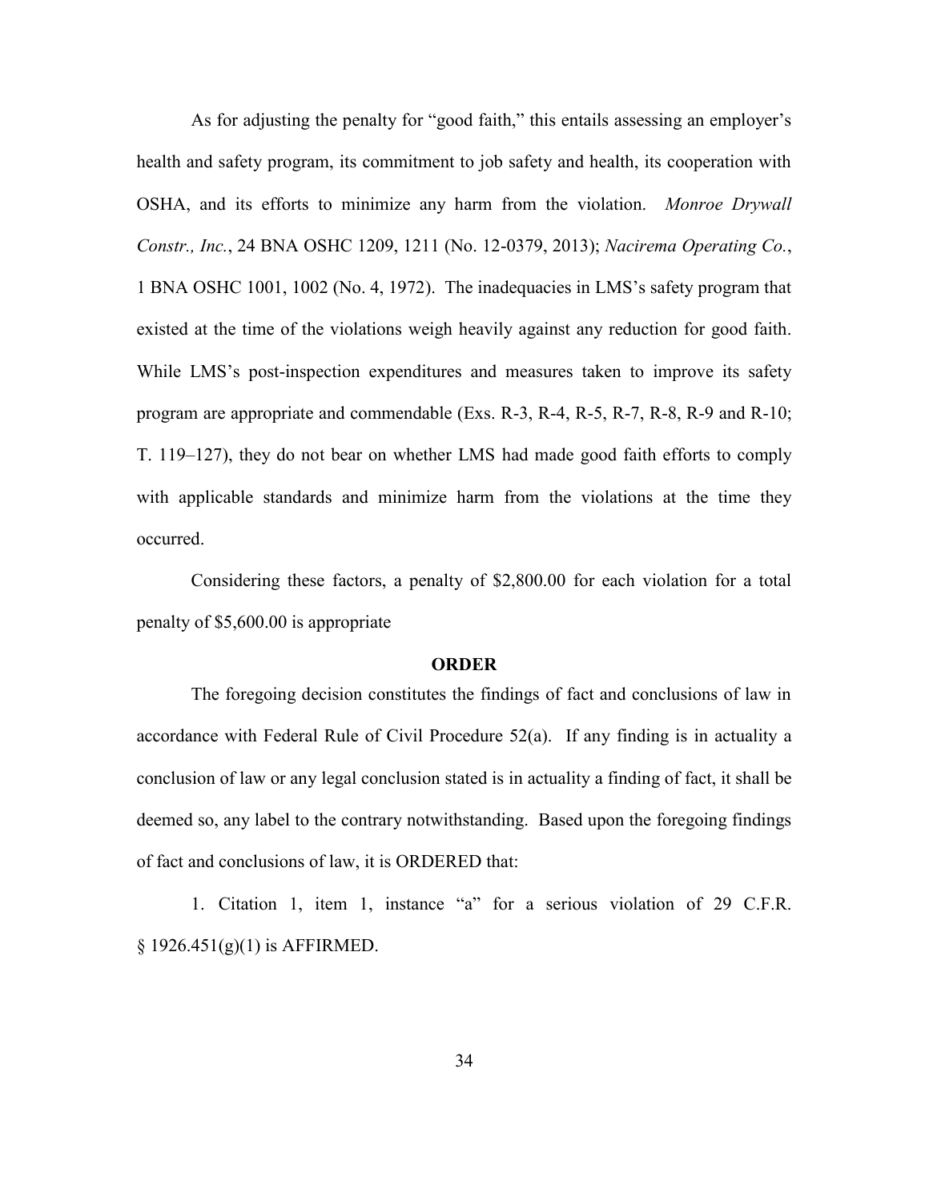As for adjusting the penalty for "good faith," this entails assessing an employer's health and safety program, its commitment to job safety and health, its cooperation with OSHA, and its efforts to minimize any harm from the violation. *Monroe Drywall Constr., Inc.*, 24 BNA OSHC 1209, 1211 (No. 12-0379, 2013); *Nacirema Operating Co.*, 1 BNA OSHC 1001, 1002 (No. 4, 1972). The inadequacies in LMS's safety program that existed at the time of the violations weigh heavily against any reduction for good faith. While LMS's post-inspection expenditures and measures taken to improve its safety program are appropriate and commendable (Exs. R-3, R-4, R-5, R-7, R-8, R-9 and R-10; T. 119–127), they do not bear on whether LMS had made good faith efforts to comply with applicable standards and minimize harm from the violations at the time they occurred.

Considering these factors, a penalty of $2,800.00 for each violation for a total penalty of $5,600.00 is appropriate

**ORDER**

The foregoing decision constitutes the findings of fact and conclusions of law in accordance with Federal Rule of Civil Procedure 52(a). If any finding is in actuality a conclusion of law or any legal conclusion stated is in actuality a finding of fact, it shall be deemed so, any label to the contrary notwithstanding. Based upon the foregoing findings of fact and conclusions of law, it is ORDERED that:

1. Citation 1, item 1, instance "a" for a serious violation of 29 C.F.R. § 1926.451(g)(1) is AFFIRMED.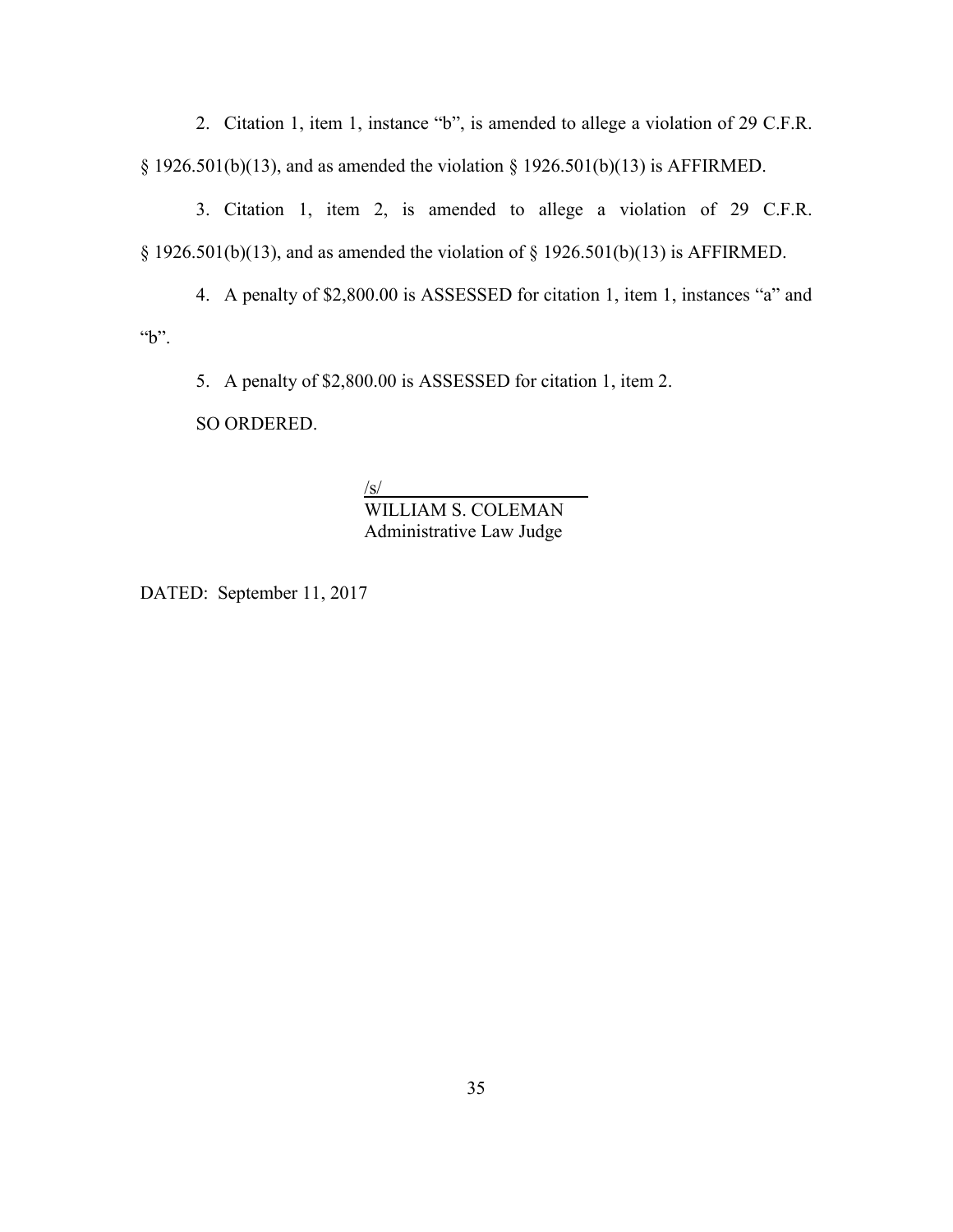2. Citation 1, item 1, instance “b”, is amended to allege a violation of 29 C.F.R. § 1926.501(b)(13), and as amended the violation § 1926.501(b)(13) is AFFIRMED.

3. Citation 1, item 2, is amended to allege a violation of 29 C.F.R. § 1926.501(b)(13), and as amended the violation of § 1926.501(b)(13) is AFFIRMED.

4. A penalty of $2,800.00 is ASSESSED for citation 1, item 1, instances “a” and “b”.

5. A penalty of $2,800.00 is ASSESSED for citation 1, item 2.

SO ORDERED.

/s/
WILLIAM S. COLEMAN
Administrative Law Judge

DATED: September 11, 2017